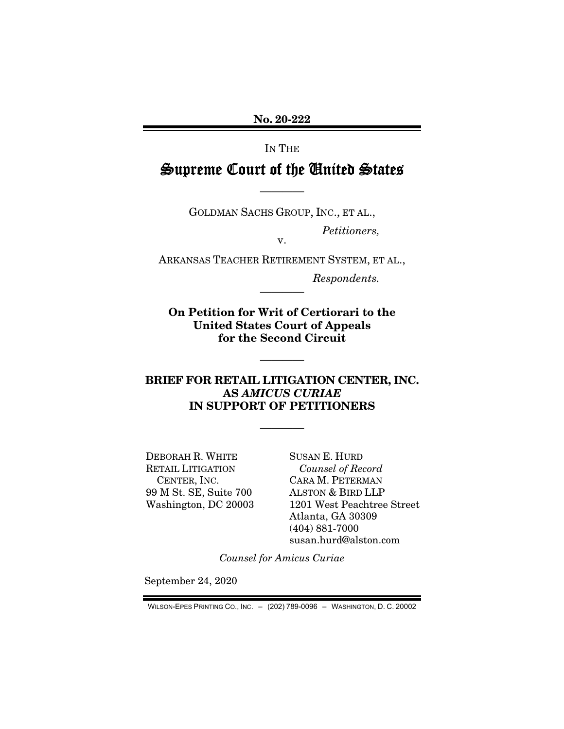**No. 20-222**

IN THE

# Supreme Court of the United States

————

GOLDMAN SACHS GROUP, INC., ET AL.,

*Petitioners,*

v.

ARKANSAS TEACHER RETIREMENT SYSTEM, ET AL.,

*Respondents.*

————

**On Petition for Writ of Certiorari to the United States Court of Appeals for the Second Circuit**

————

**BRIEF FOR RETAIL LITIGATION CENTER, INC. AS *AMICUS CURIAE* IN SUPPORT OF PETITIONERS**

————

DEBORAH R. WHITE
RETAIL LITIGATION CENTER, INC.
99 M St. SE, Suite 700
Washington, DC 20003

SUSAN E. HURD
*Counsel of Record*
CARA M. PETERMAN
ALSTON & BIRD LLP
1201 West Peachtree Street
Atlanta, GA 30309
(404) 881-7000
susan.hurd@alston.com

*Counsel for Amicus Curiae*

September 24, 2020

WILSON-EPES PRINTING CO., INC. – (202) 789-0096 – WASHINGTON, D. C. 20002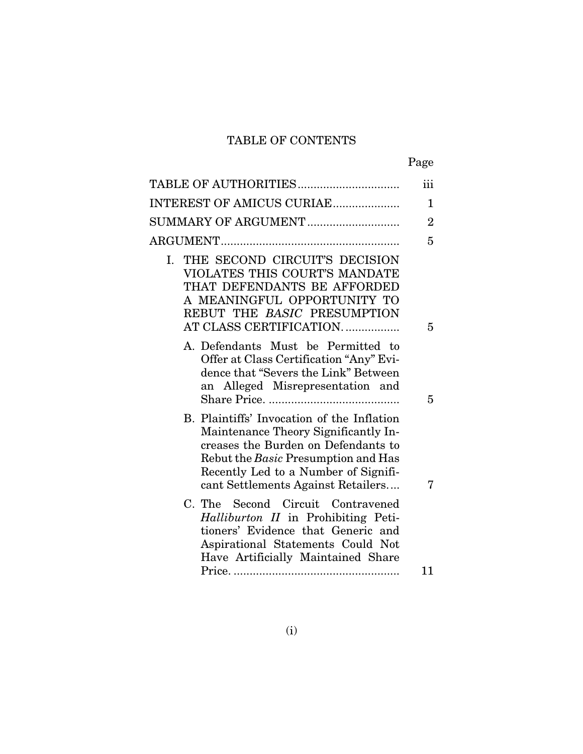# TABLE OF CONTENTS

| | Page |
|---|---|
| TABLE OF AUTHORITIES | iii |
| INTEREST OF AMICUS CURIAE | 1 |
| SUMMARY OF ARGUMENT | 2 |
| ARGUMENT | 5 |
| I. THE SECOND CIRCUIT'S DECISION VIOLATES THIS COURT'S MANDATE THAT DEFENDANTS BE AFFORDED A MEANINGFUL OPPORTUNITY TO REBUT THE *BASIC* PRESUMPTION AT CLASS CERTIFICATION. | 5 |
| A. Defendants Must be Permitted to Offer at Class Certification "Any" Evidence that "Severs the Link" Between an Alleged Misrepresentation and Share Price. | 5 |
| B. Plaintiffs' Invocation of the Inflation Maintenance Theory Significantly Increases the Burden on Defendants to Rebut the *Basic* Presumption and Has Recently Led to a Number of Significant Settlements Against Retailers. | 7 |
| C. The Second Circuit Contravened *Halliburton II* in Prohibiting Petitioners' Evidence that Generic and Aspirational Statements Could Not Have Artificially Maintained Share Price. | 11 |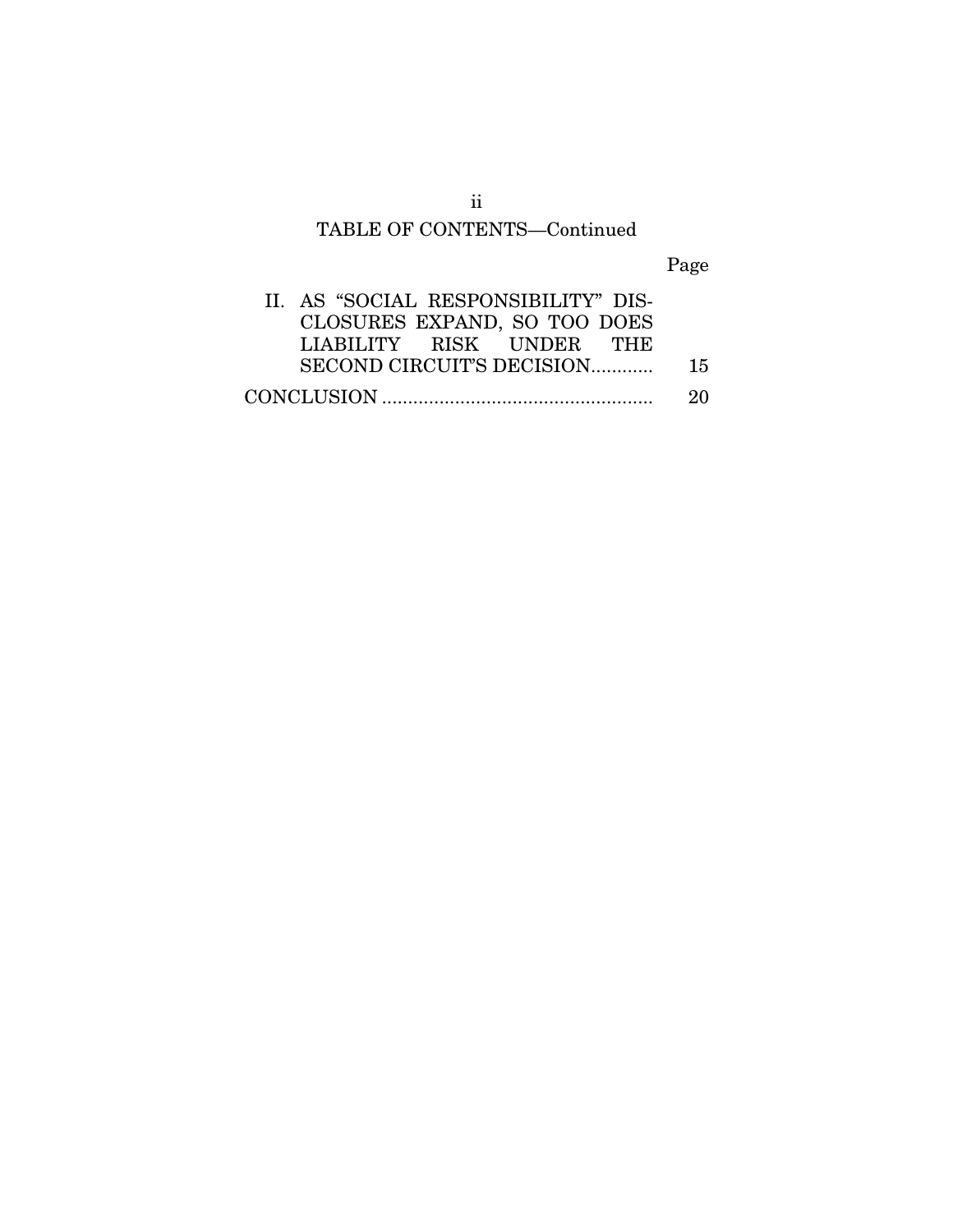## TABLE OF CONTENTS—Continued

| | Page |
|---|---|
| II. AS "SOCIAL RESPONSIBILITY" DISCLOSURES EXPAND, SO TOO DOES LIABILITY RISK UNDER THE SECOND CIRCUIT'S DECISION | 15 |
| CONCLUSION | 20 |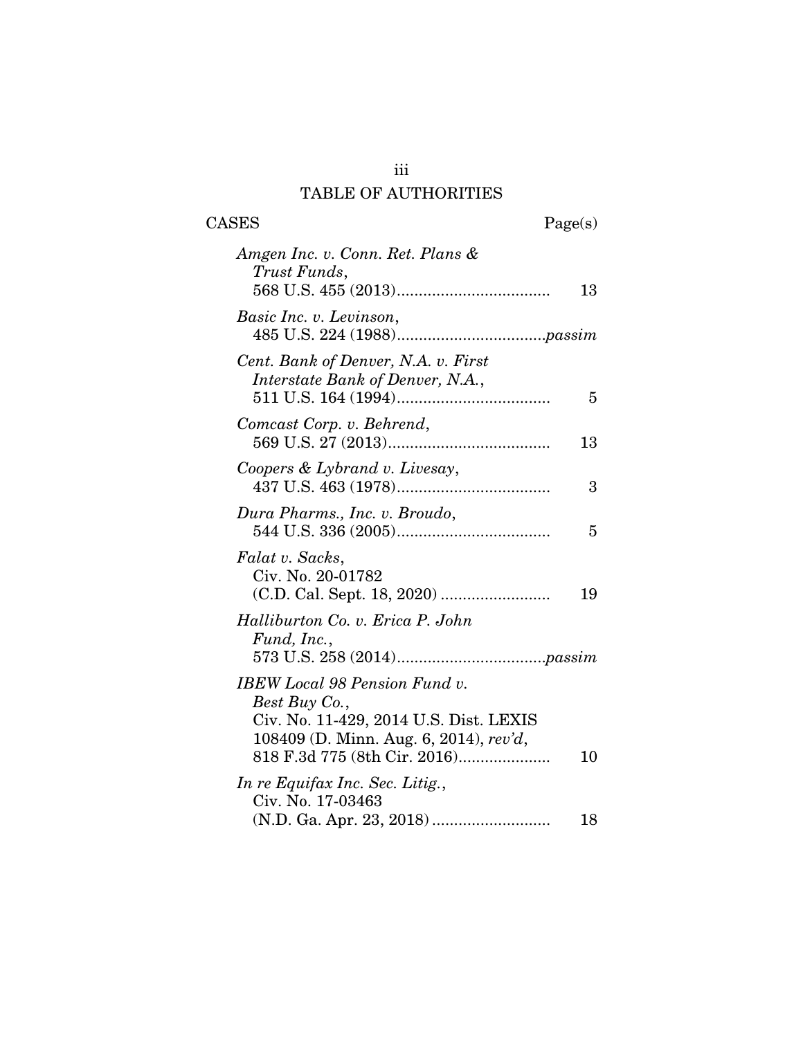# TABLE OF AUTHORITIES

| CASES | Page(s) |
|---|---|
| *Amgen Inc. v. Conn. Ret. Plans & Trust Funds*, 568 U.S. 455 (2013) | 13 |
| *Basic Inc. v. Levinson*, 485 U.S. 224 (1988) | *passim* |
| *Cent. Bank of Denver, N.A. v. First Interstate Bank of Denver, N.A.*, 511 U.S. 164 (1994) | 5 |
| *Comcast Corp. v. Behrend*, 569 U.S. 27 (2013) | 13 |
| *Coopers & Lybrand v. Livesay*, 437 U.S. 463 (1978) | 3 |
| *Dura Pharms., Inc. v. Broudo*, 544 U.S. 336 (2005) | 5 |
| *Falat v. Sacks*, Civ. No. 20-01782 (C.D. Cal. Sept. 18, 2020) | 19 |
| *Halliburton Co. v. Erica P. John Fund, Inc.*, 573 U.S. 258 (2014) | *passim* |
| *IBEW Local 98 Pension Fund v. Best Buy Co.*, Civ. No. 11-429, 2014 U.S. Dist. LEXIS 108409 (D. Minn. Aug. 6, 2014), *rev'd*, 818 F.3d 775 (8th Cir. 2016) | 10 |
| *In re Equifax Inc. Sec. Litig.*, Civ. No. 17-03463 (N.D. Ga. Apr. 23, 2018) | 18 |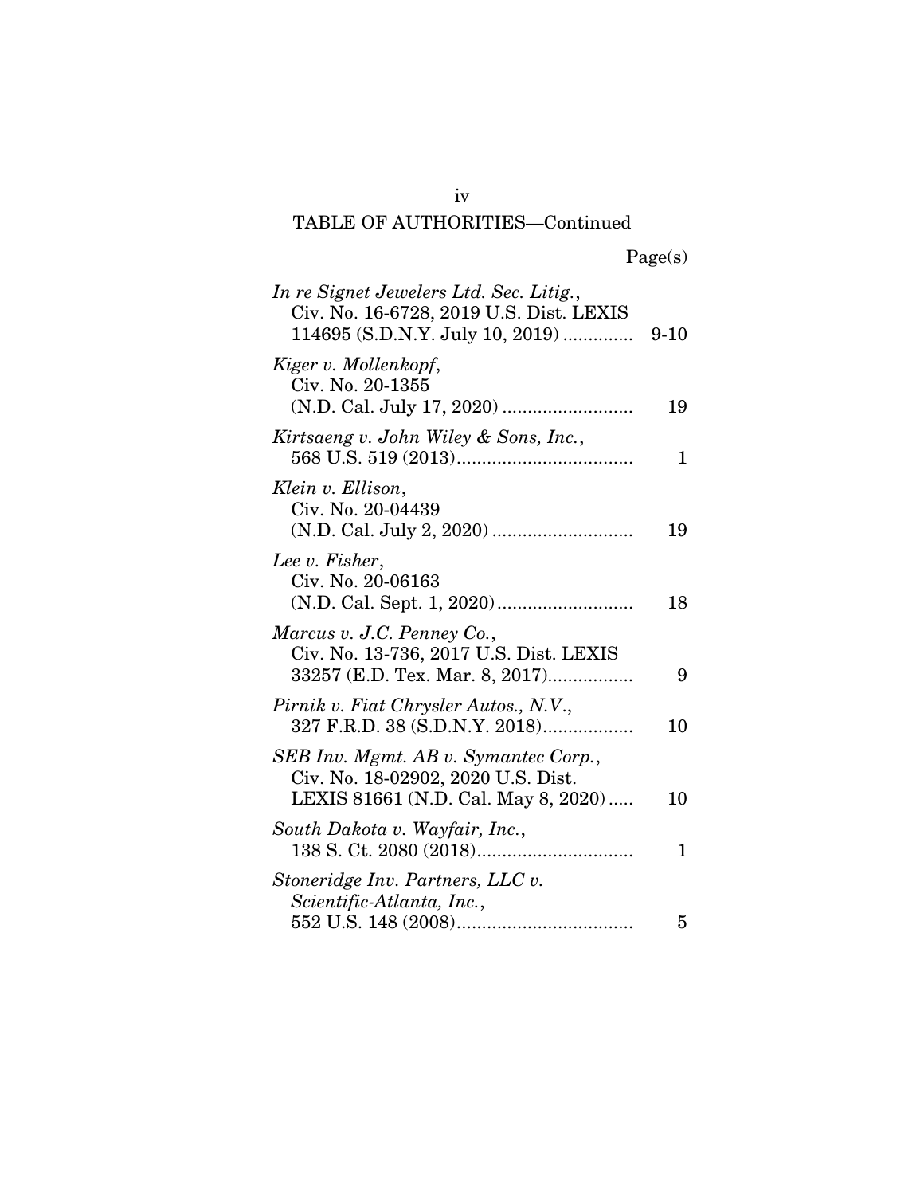TABLE OF AUTHORITIES—Continued

| | Page(s) |
|---|---|
| *In re Signet Jewelers Ltd. Sec. Litig.*, Civ. No. 16-6728, 2019 U.S. Dist. LEXIS 114695 (S.D.N.Y. July 10, 2019) | 9-10 |
| *Kiger v. Mollenkopf*, Civ. No. 20-1355 (N.D. Cal. July 17, 2020) | 19 |
| *Kirtsaeng v. John Wiley & Sons, Inc.*, 568 U.S. 519 (2013) | 1 |
| *Klein v. Ellison*, Civ. No. 20-04439 (N.D. Cal. July 2, 2020) | 19 |
| *Lee v. Fisher*, Civ. No. 20-06163 (N.D. Cal. Sept. 1, 2020) | 18 |
| *Marcus v. J.C. Penney Co.*, Civ. No. 13-736, 2017 U.S. Dist. LEXIS 33257 (E.D. Tex. Mar. 8, 2017) | 9 |
| *Pirnik v. Fiat Chrysler Autos., N.V.*, 327 F.R.D. 38 (S.D.N.Y. 2018) | 10 |
| *SEB Inv. Mgmt. AB v. Symantec Corp.*, Civ. No. 18-02902, 2020 U.S. Dist. LEXIS 81661 (N.D. Cal. May 8, 2020) | 10 |
| *South Dakota v. Wayfair, Inc.*, 138 S. Ct. 2080 (2018) | 1 |
| *Stoneridge Inv. Partners, LLC v. Scientific-Atlanta, Inc.*, 552 U.S. 148 (2008) | 5 |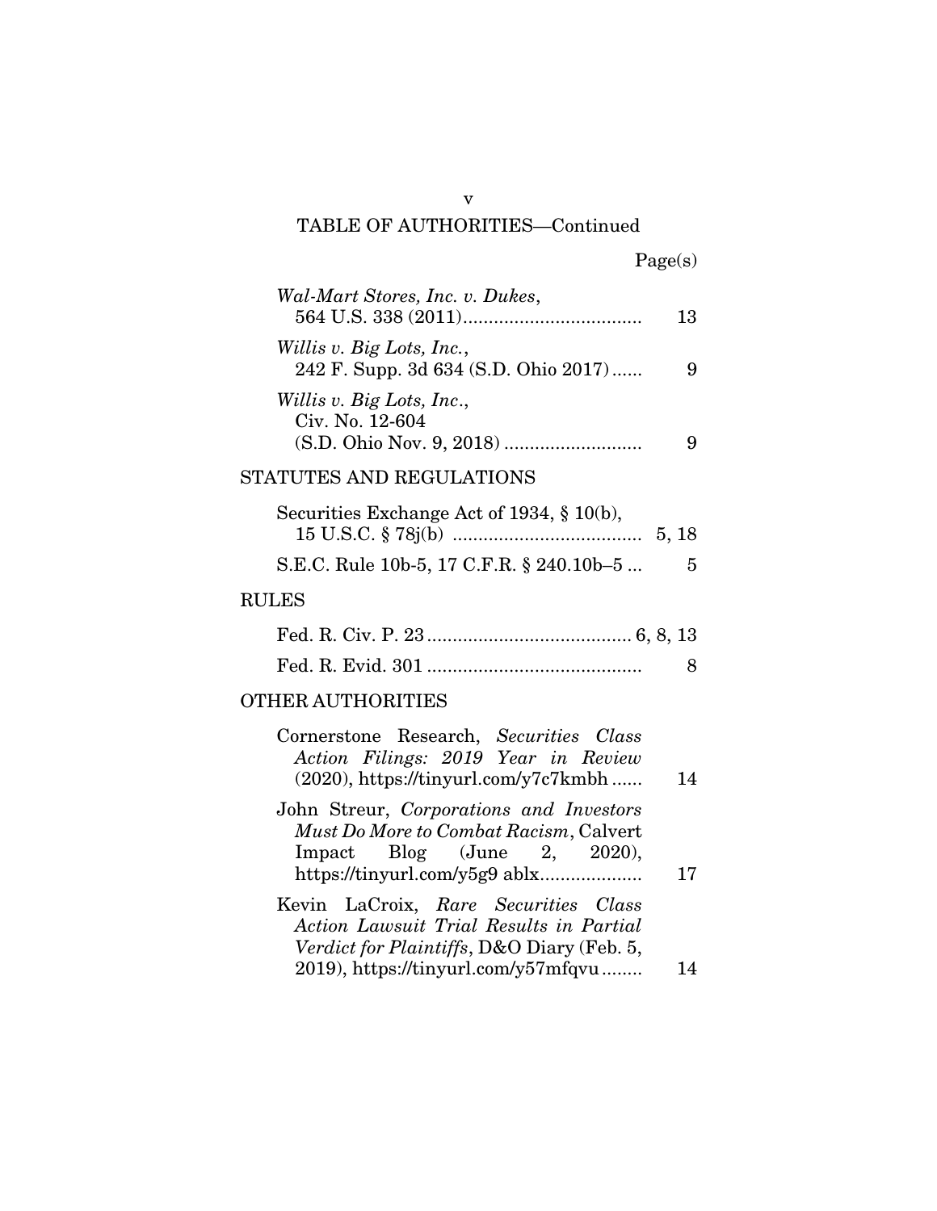TABLE OF AUTHORITIES—Continued

Page(s)

*Wal-Mart Stores, Inc. v. Dukes*,
564 U.S. 338 (2011).................................. 13

*Willis v. Big Lots, Inc.*,
242 F. Supp. 3d 634 (S.D. Ohio 2017)...... 9

*Willis v. Big Lots, Inc*.,
Civ. No. 12-604
(S.D. Ohio Nov. 9, 2018) .......................... 9

## STATUTES AND REGULATIONS

Securities Exchange Act of 1934, § 10(b),
15 U.S.C. § 78j(b) .................................... 5, 18

S.E.C. Rule 10b-5, 17 C.F.R. § 240.10b–5 ... 5

## RULES

Fed. R. Civ. P. 23....................................... 6, 8, 13

Fed. R. Evid. 301 ......................................... 8

## OTHER AUTHORITIES

Cornerstone Research, *Securities Class Action Filings: 2019 Year in Review* (2020), https://tinyurl.com/y7c7kmbh ...... 14

John Streur, *Corporations and Investors Must Do More to Combat Racism*, Calvert Impact Blog (June 2, 2020), https://tinyurl.com/y5g9 ablx.................... 17

Kevin LaCroix, *Rare Securities Class Action Lawsuit Trial Results in Partial Verdict for Plaintiffs*, D&O Diary (Feb. 5, 2019), https://tinyurl.com/y57mfqvu........ 14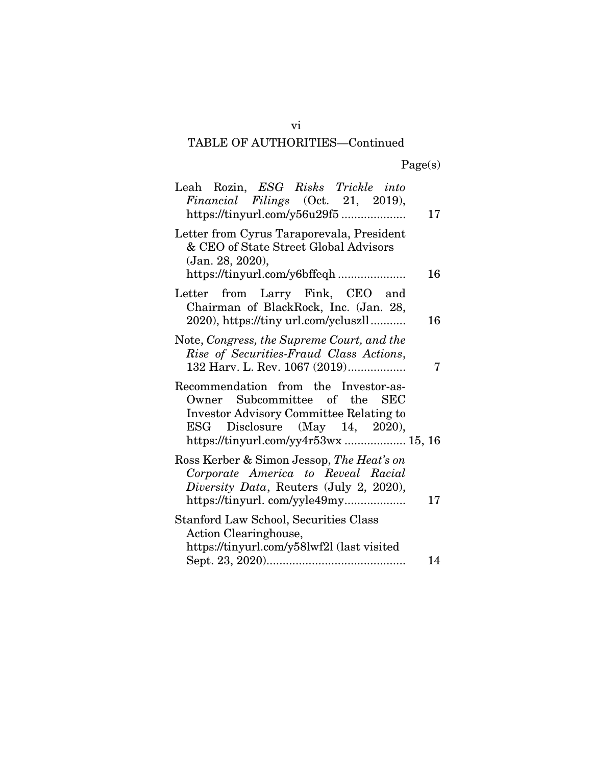TABLE OF AUTHORITIES—Continued

Page(s)

Leah Rozin, *ESG Risks Trickle into Financial Filings* (Oct. 21, 2019), https://tinyurl.com/y56u29f5 .................... 17

Letter from Cyrus Taraporevala, President & CEO of State Street Global Advisors (Jan. 28, 2020), https://tinyurl.com/y6bffeqh ..................... 16

Letter from Larry Fink, CEO and Chairman of BlackRock, Inc. (Jan. 28, 2020), https://tiny url.com/ycluszll........... 16

Note, *Congress, the Supreme Court, and the Rise of Securities-Fraud Class Actions*, 132 Harv. L. Rev. 1067 (2019).................. 7

Recommendation from the Investor-as-Owner Subcommittee of the SEC Investor Advisory Committee Relating to ESG Disclosure (May 14, 2020), https://tinyurl.com/yy4r53wx ................... 15, 16

Ross Kerber & Simon Jessop, *The Heat's on Corporate America to Reveal Racial Diversity Data*, Reuters (July 2, 2020), https://tinyurl. com/yyle49my.................. 17

Stanford Law School, Securities Class Action Clearinghouse, https://tinyurl.com/y58lwf2l (last visited Sept. 23, 2020).......................................... 14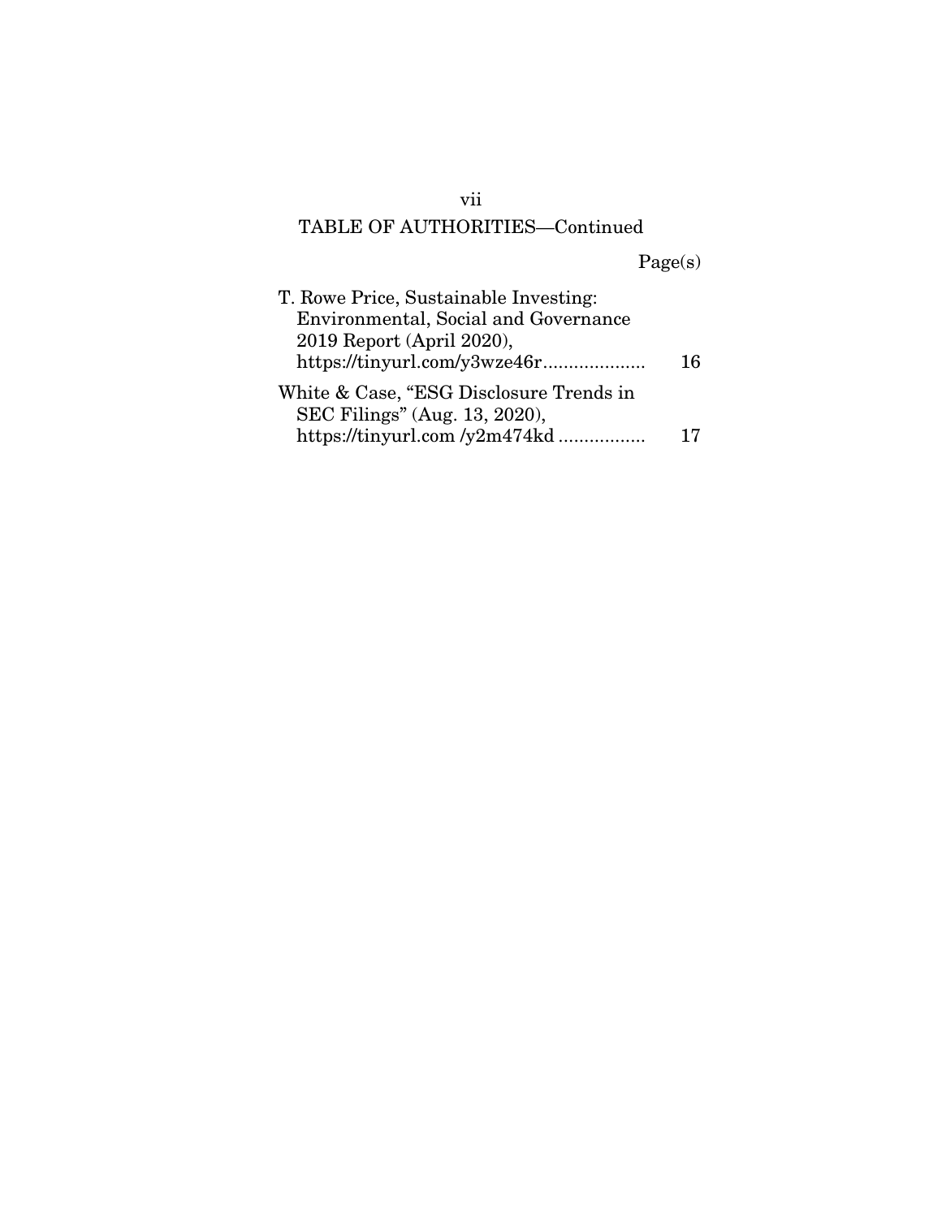TABLE OF AUTHORITIES—Continued

Page(s)

T. Rowe Price, Sustainable Investing: Environmental, Social and Governance 2019 Report (April 2020), https://tinyurl.com/y3wze46r.................... 16

White & Case, "ESG Disclosure Trends in SEC Filings" (Aug. 13, 2020), https://tinyurl.com /y2m474kd ................. 17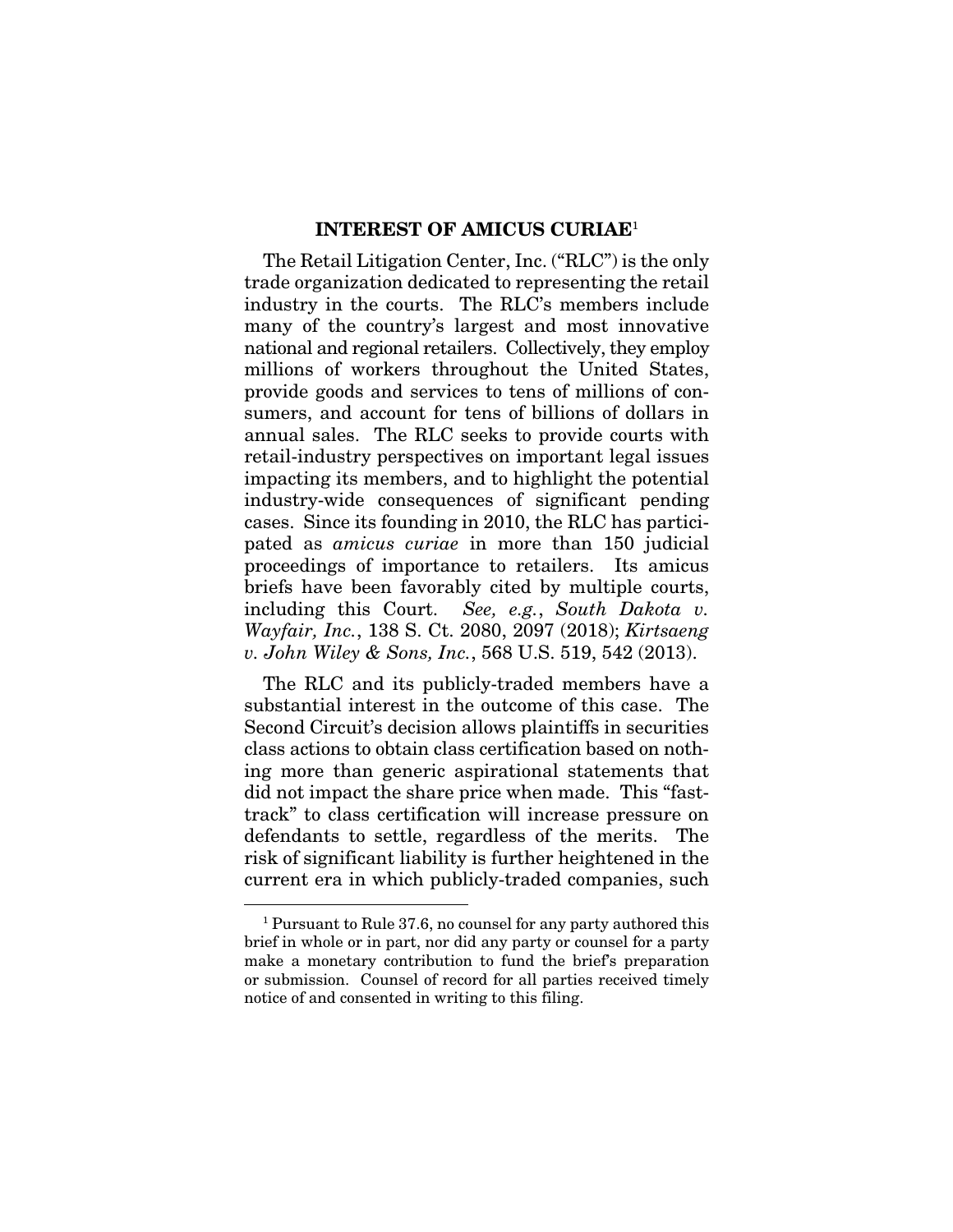## INTEREST OF AMICUS CURIAE[1]

The Retail Litigation Center, Inc. ("RLC") is the only trade organization dedicated to representing the retail industry in the courts. The RLC's members include many of the country's largest and most innovative national and regional retailers. Collectively, they employ millions of workers throughout the United States, provide goods and services to tens of millions of consumers, and account for tens of billions of dollars in annual sales. The RLC seeks to provide courts with retail-industry perspectives on important legal issues impacting its members, and to highlight the potential industry-wide consequences of significant pending cases. Since its founding in 2010, the RLC has participated as *amicus curiae* in more than 150 judicial proceedings of importance to retailers. Its amicus briefs have been favorably cited by multiple courts, including this Court. *See, e.g.*, *South Dakota v. Wayfair, Inc.*, 138 S. Ct. 2080, 2097 (2018); *Kirtsaeng v. John Wiley & Sons, Inc.*, 568 U.S. 519, 542 (2013).

The RLC and its publicly-traded members have a substantial interest in the outcome of this case. The Second Circuit's decision allows plaintiffs in securities class actions to obtain class certification based on nothing more than generic aspirational statements that did not impact the share price when made. This "fast-track" to class certification will increase pressure on defendants to settle, regardless of the merits. The risk of significant liability is further heightened in the current era in which publicly-traded companies, such

---

[1] Pursuant to Rule 37.6, no counsel for any party authored this brief in whole or in part, nor did any party or counsel for a party make a monetary contribution to fund the brief's preparation or submission. Counsel of record for all parties received timely notice of and consented in writing to this filing.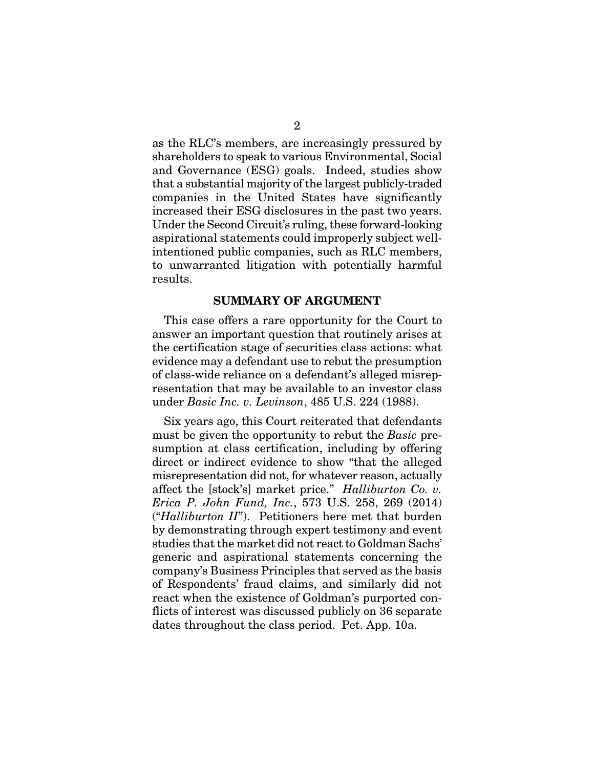as the RLC's members, are increasingly pressured by shareholders to speak to various Environmental, Social and Governance (ESG) goals. Indeed, studies show that a substantial majority of the largest publicly-traded companies in the United States have significantly increased their ESG disclosures in the past two years. Under the Second Circuit's ruling, these forward-looking aspirational statements could improperly subject well-intentioned public companies, such as RLC members, to unwarranted litigation with potentially harmful results.

## SUMMARY OF ARGUMENT

This case offers a rare opportunity for the Court to answer an important question that routinely arises at the certification stage of securities class actions: what evidence may a defendant use to rebut the presumption of class-wide reliance on a defendant's alleged misrepresentation that may be available to an investor class under *Basic Inc. v. Levinson*, 485 U.S. 224 (1988).

Six years ago, this Court reiterated that defendants must be given the opportunity to rebut the *Basic* presumption at class certification, including by offering direct or indirect evidence to show "that the alleged misrepresentation did not, for whatever reason, actually affect the [stock's] market price." *Halliburton Co. v. Erica P. John Fund, Inc.*, 573 U.S. 258, 269 (2014) ("*Halliburton II*"). Petitioners here met that burden by demonstrating through expert testimony and event studies that the market did not react to Goldman Sachs' generic and aspirational statements concerning the company's Business Principles that served as the basis of Respondents' fraud claims, and similarly did not react when the existence of Goldman's purported conflicts of interest was discussed publicly on 36 separate dates throughout the class period. Pet. App. 10a.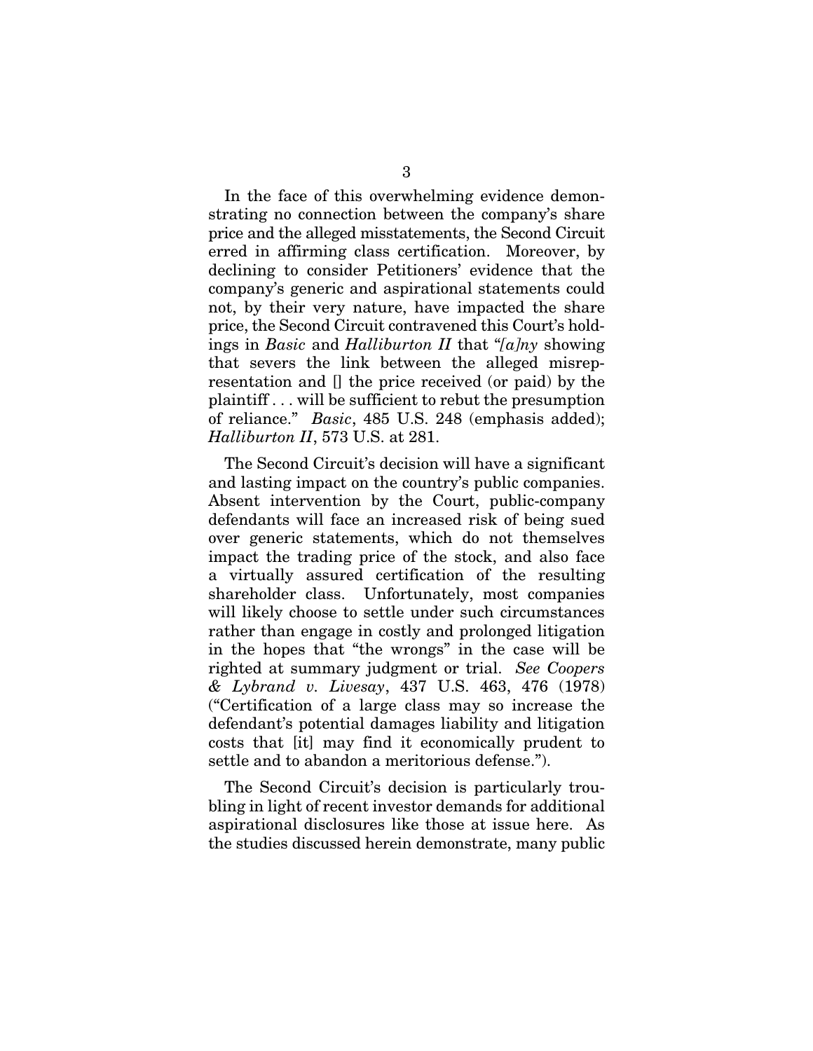In the face of this overwhelming evidence demonstrating no connection between the company's share price and the alleged misstatements, the Second Circuit erred in affirming class certification. Moreover, by declining to consider Petitioners' evidence that the company's generic and aspirational statements could not, by their very nature, have impacted the share price, the Second Circuit contravened this Court's holdings in *Basic* and *Halliburton II* that "*[a]ny* showing that severs the link between the alleged misrepresentation and [] the price received (or paid) by the plaintiff . . . will be sufficient to rebut the presumption of reliance." *Basic*, 485 U.S. 248 (emphasis added); *Halliburton II*, 573 U.S. at 281.

The Second Circuit's decision will have a significant and lasting impact on the country's public companies. Absent intervention by the Court, public-company defendants will face an increased risk of being sued over generic statements, which do not themselves impact the trading price of the stock, and also face a virtually assured certification of the resulting shareholder class. Unfortunately, most companies will likely choose to settle under such circumstances rather than engage in costly and prolonged litigation in the hopes that "the wrongs" in the case will be righted at summary judgment or trial. *See Coopers & Lybrand v. Livesay*, 437 U.S. 463, 476 (1978) ("Certification of a large class may so increase the defendant's potential damages liability and litigation costs that [it] may find it economically prudent to settle and to abandon a meritorious defense.").

The Second Circuit's decision is particularly troubling in light of recent investor demands for additional aspirational disclosures like those at issue here. As the studies discussed herein demonstrate, many public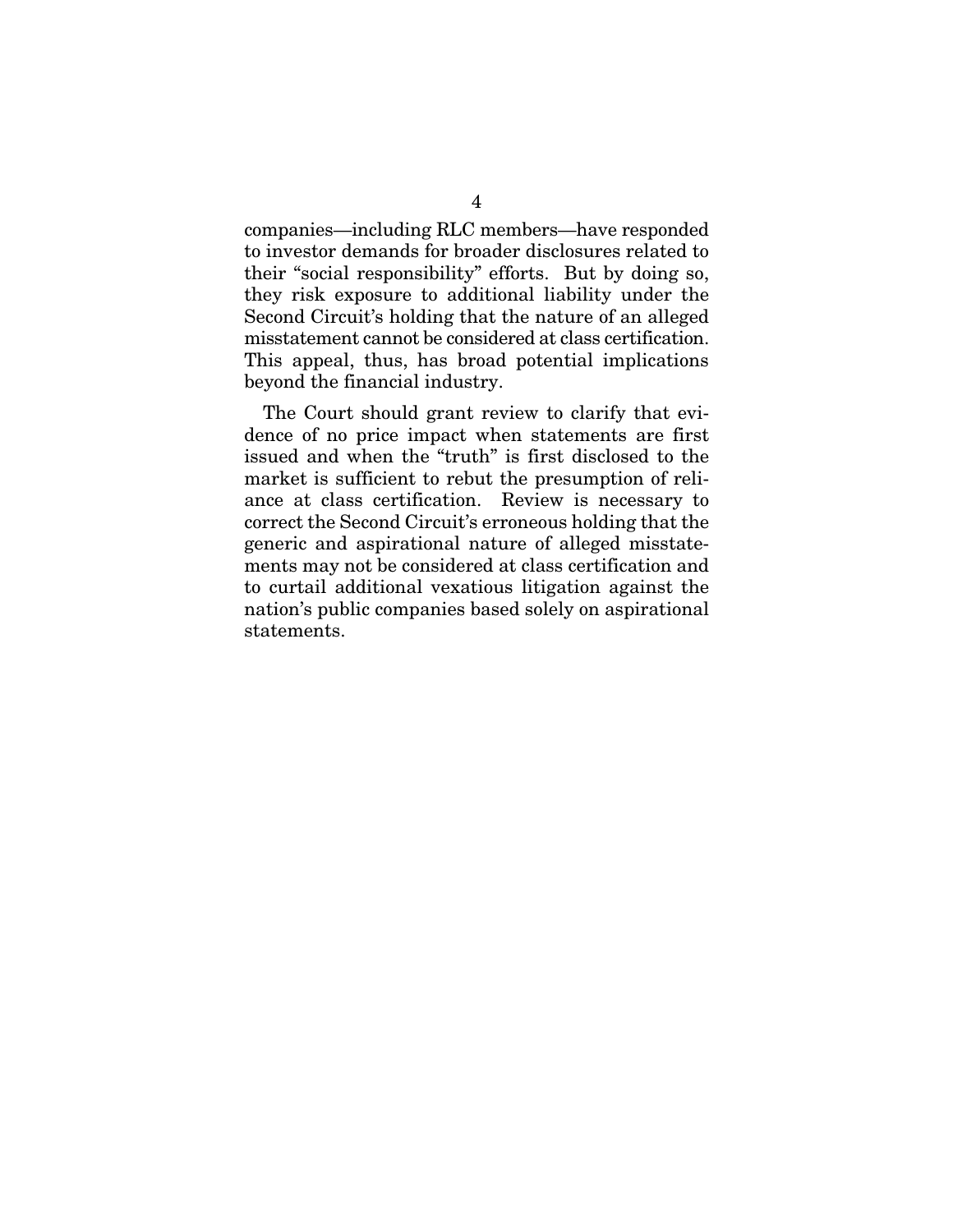companies—including RLC members—have responded to investor demands for broader disclosures related to their "social responsibility" efforts. But by doing so, they risk exposure to additional liability under the Second Circuit's holding that the nature of an alleged misstatement cannot be considered at class certification. This appeal, thus, has broad potential implications beyond the financial industry.

The Court should grant review to clarify that evidence of no price impact when statements are first issued and when the "truth" is first disclosed to the market is sufficient to rebut the presumption of reliance at class certification. Review is necessary to correct the Second Circuit's erroneous holding that the generic and aspirational nature of alleged misstatements may not be considered at class certification and to curtail additional vexatious litigation against the nation's public companies based solely on aspirational statements.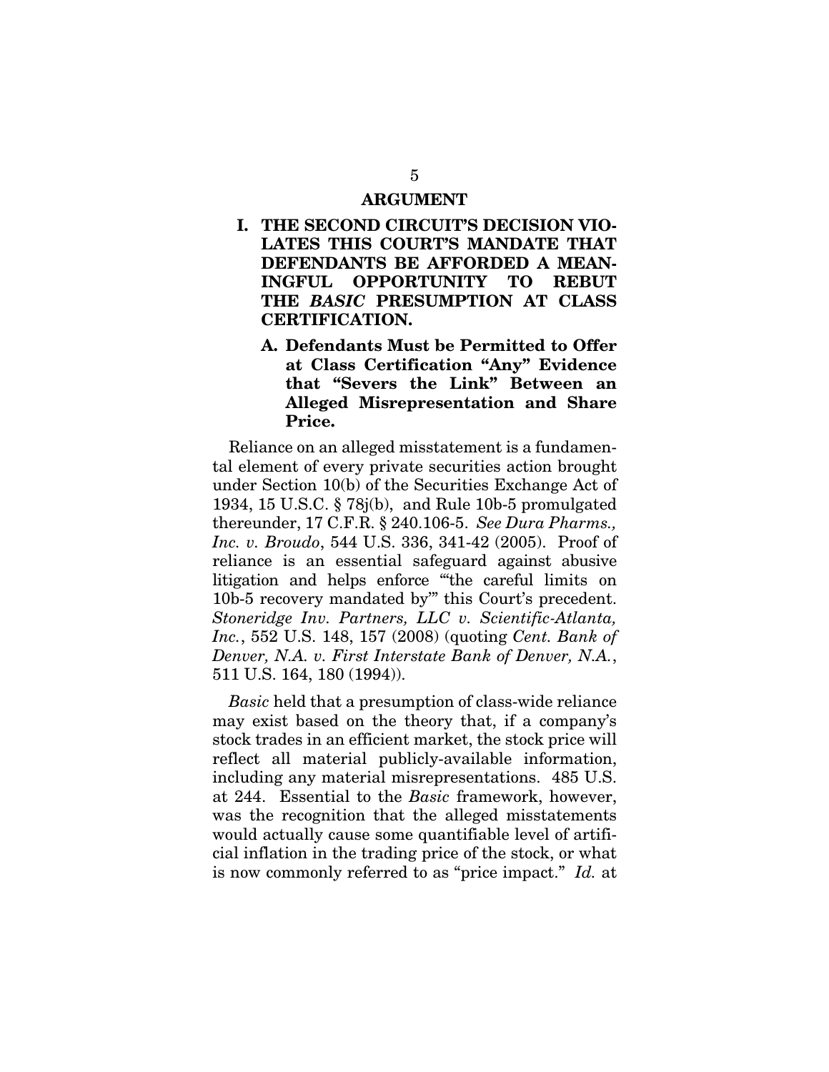# ARGUMENT

## I. THE SECOND CIRCUIT'S DECISION VIOLATES THIS COURT'S MANDATE THAT DEFENDANTS BE AFFORDED A MEANINGFUL OPPORTUNITY TO REBUT THE *BASIC* PRESUMPTION AT CLASS CERTIFICATION.

### A. Defendants Must be Permitted to Offer at Class Certification "Any" Evidence that "Severs the Link" Between an Alleged Misrepresentation and Share Price.

Reliance on an alleged misstatement is a fundamental element of every private securities action brought under Section 10(b) of the Securities Exchange Act of 1934, 15 U.S.C. § 78j(b), and Rule 10b-5 promulgated thereunder, 17 C.F.R. § 240.106-5. *See Dura Pharms., Inc. v. Broudo*, 544 U.S. 336, 341-42 (2005). Proof of reliance is an essential safeguard against abusive litigation and helps enforce "'the careful limits on 10b-5 recovery mandated by'" this Court's precedent. *Stoneridge Inv. Partners, LLC v. Scientific-Atlanta, Inc.*, 552 U.S. 148, 157 (2008) (quoting *Cent. Bank of Denver, N.A. v. First Interstate Bank of Denver, N.A.*, 511 U.S. 164, 180 (1994)).

*Basic* held that a presumption of class-wide reliance may exist based on the theory that, if a company's stock trades in an efficient market, the stock price will reflect all material publicly-available information, including any material misrepresentations. 485 U.S. at 244. Essential to the *Basic* framework, however, was the recognition that the alleged misstatements would actually cause some quantifiable level of artificial inflation in the trading price of the stock, or what is now commonly referred to as "price impact." *Id.* at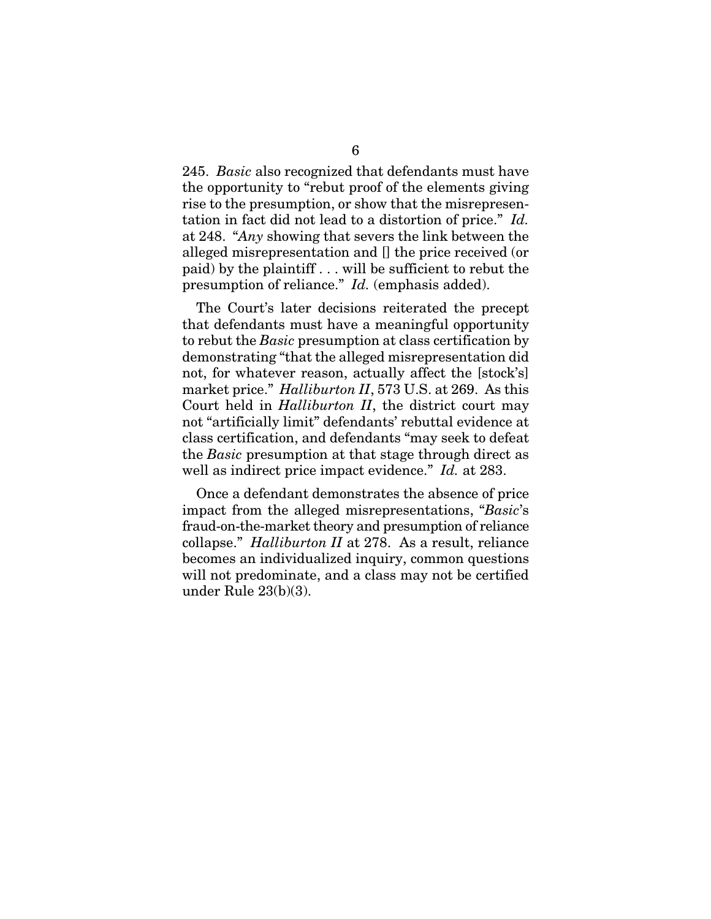245. *Basic* also recognized that defendants must have the opportunity to "rebut proof of the elements giving rise to the presumption, or show that the misrepresentation in fact did not lead to a distortion of price." *Id.* at 248. "*Any* showing that severs the link between the alleged misrepresentation and [] the price received (or paid) by the plaintiff . . . will be sufficient to rebut the presumption of reliance." *Id.* (emphasis added).

The Court's later decisions reiterated the precept that defendants must have a meaningful opportunity to rebut the *Basic* presumption at class certification by demonstrating "that the alleged misrepresentation did not, for whatever reason, actually affect the [stock's] market price." *Halliburton II*, 573 U.S. at 269. As this Court held in *Halliburton II*, the district court may not "artificially limit" defendants' rebuttal evidence at class certification, and defendants "may seek to defeat the *Basic* presumption at that stage through direct as well as indirect price impact evidence." *Id.* at 283.

Once a defendant demonstrates the absence of price impact from the alleged misrepresentations, "*Basic*'s fraud-on-the-market theory and presumption of reliance collapse." *Halliburton II* at 278. As a result, reliance becomes an individualized inquiry, common questions will not predominate, and a class may not be certified under Rule 23(b)(3).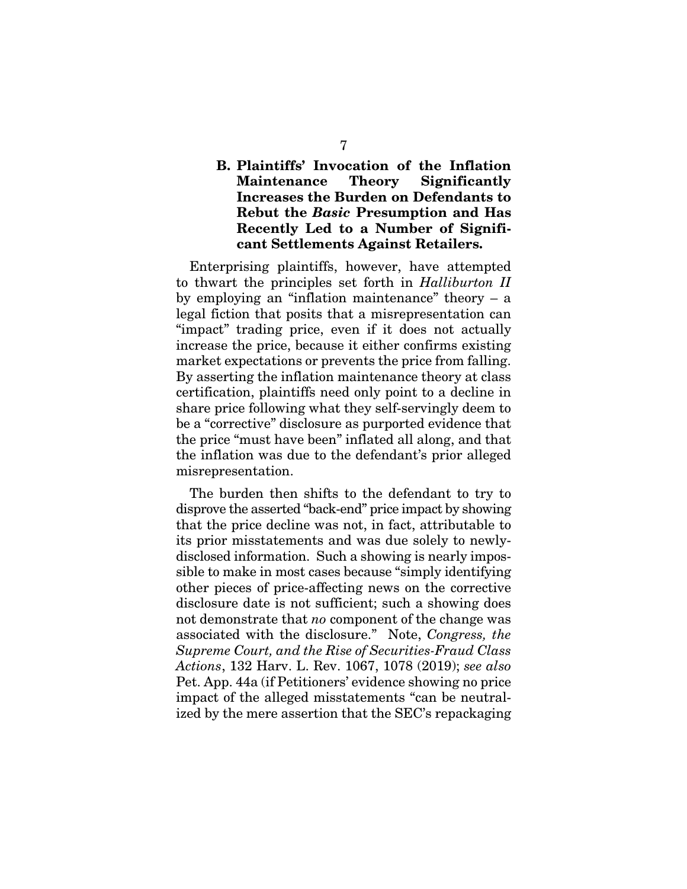### B. Plaintiffs' Invocation of the Inflation Maintenance Theory Significantly Increases the Burden on Defendants to Rebut the *Basic* Presumption and Has Recently Led to a Number of Significant Settlements Against Retailers.

Enterprising plaintiffs, however, have attempted to thwart the principles set forth in *Halliburton II* by employing an "inflation maintenance" theory – a legal fiction that posits that a misrepresentation can "impact" trading price, even if it does not actually increase the price, because it either confirms existing market expectations or prevents the price from falling. By asserting the inflation maintenance theory at class certification, plaintiffs need only point to a decline in share price following what they self-servingly deem to be a "corrective" disclosure as purported evidence that the price "must have been" inflated all along, and that the inflation was due to the defendant's prior alleged misrepresentation.

The burden then shifts to the defendant to try to disprove the asserted "back-end" price impact by showing that the price decline was not, in fact, attributable to its prior misstatements and was due solely to newly-disclosed information. Such a showing is nearly impossible to make in most cases because "simply identifying other pieces of price-affecting news on the corrective disclosure date is not sufficient; such a showing does not demonstrate that *no* component of the change was associated with the disclosure." Note, *Congress, the Supreme Court, and the Rise of Securities-Fraud Class Actions*, 132 Harv. L. Rev. 1067, 1078 (2019); *see also* Pet. App. 44a (if Petitioners' evidence showing no price impact of the alleged misstatements "can be neutralized by the mere assertion that the SEC's repackaging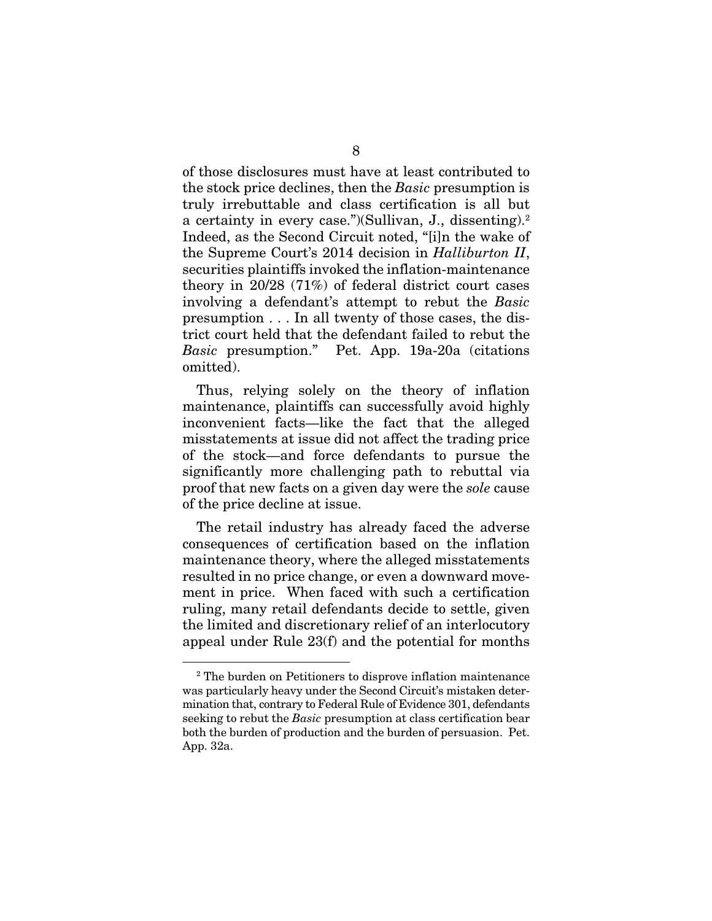of those disclosures must have at least contributed to the stock price declines, then the *Basic* presumption is truly irrebuttable and class certification is all but a certainty in every case.")(Sullivan, J., dissenting).[2] Indeed, as the Second Circuit noted, "[i]n the wake of the Supreme Court's 2014 decision in *Halliburton II*, securities plaintiffs invoked the inflation-maintenance theory in 20/28 (71%) of federal district court cases involving a defendant's attempt to rebut the *Basic* presumption . . . In all twenty of those cases, the district court held that the defendant failed to rebut the *Basic* presumption." Pet. App. 19a-20a (citations omitted).

Thus, relying solely on the theory of inflation maintenance, plaintiffs can successfully avoid highly inconvenient facts—like the fact that the alleged misstatements at issue did not affect the trading price of the stock—and force defendants to pursue the significantly more challenging path to rebuttal via proof that new facts on a given day were the *sole* cause of the price decline at issue.

The retail industry has already faced the adverse consequences of certification based on the inflation maintenance theory, where the alleged misstatements resulted in no price change, or even a downward movement in price. When faced with such a certification ruling, many retail defendants decide to settle, given the limited and discretionary relief of an interlocutory appeal under Rule 23(f) and the potential for months

---

[2] The burden on Petitioners to disprove inflation maintenance was particularly heavy under the Second Circuit's mistaken determination that, contrary to Federal Rule of Evidence 301, defendants seeking to rebut the *Basic* presumption at class certification bear both the burden of production and the burden of persuasion. Pet. App. 32a.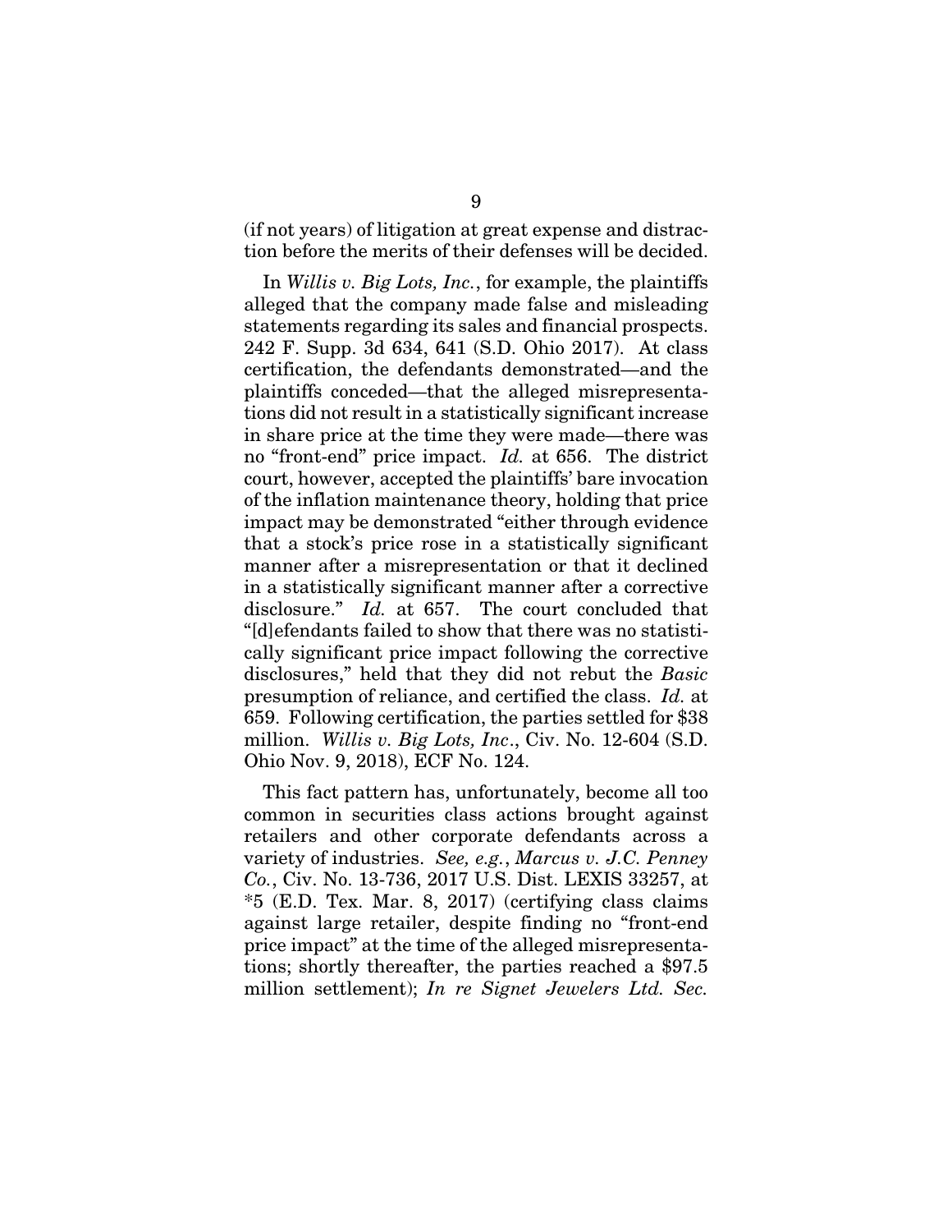(if not years) of litigation at great expense and distraction before the merits of their defenses will be decided.

In *Willis v. Big Lots, Inc.*, for example, the plaintiffs alleged that the company made false and misleading statements regarding its sales and financial prospects. 242 F. Supp. 3d 634, 641 (S.D. Ohio 2017). At class certification, the defendants demonstrated—and the plaintiffs conceded—that the alleged misrepresentations did not result in a statistically significant increase in share price at the time they were made—there was no "front-end" price impact. *Id.* at 656. The district court, however, accepted the plaintiffs' bare invocation of the inflation maintenance theory, holding that price impact may be demonstrated "either through evidence that a stock's price rose in a statistically significant manner after a misrepresentation or that it declined in a statistically significant manner after a corrective disclosure." *Id.* at 657. The court concluded that "[d]efendants failed to show that there was no statistically significant price impact following the corrective disclosures," held that they did not rebut the *Basic* presumption of reliance, and certified the class. *Id.* at 659. Following certification, the parties settled for $38 million. *Willis v. Big Lots, Inc*., Civ. No. 12-604 (S.D. Ohio Nov. 9, 2018), ECF No. 124.

This fact pattern has, unfortunately, become all too common in securities class actions brought against retailers and other corporate defendants across a variety of industries. *See, e.g.*, *Marcus v. J.C. Penney Co.*, Civ. No. 13-736, 2017 U.S. Dist. LEXIS 33257, at *5 (E.D. Tex. Mar. 8, 2017) (certifying class claims against large retailer, despite finding no "front-end price impact" at the time of the alleged misrepresentations; shortly thereafter, the parties reached a $97.5 million settlement); *In re Signet Jewelers Ltd. Sec.*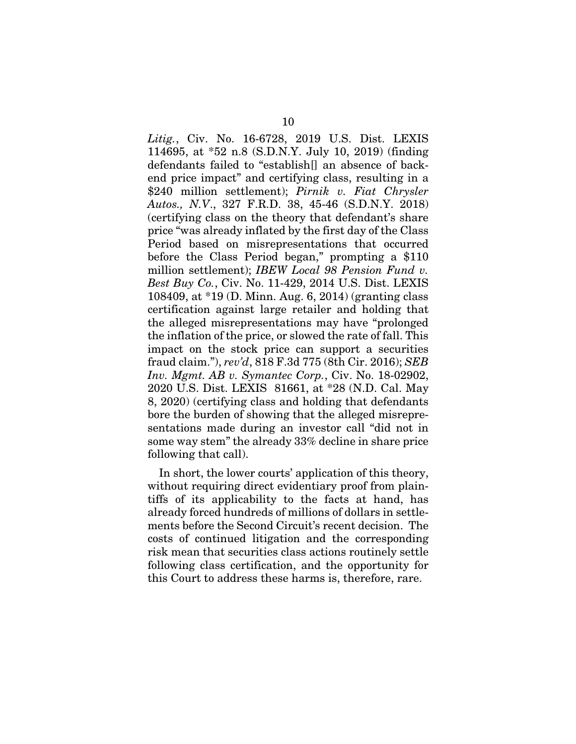*Litig.*, Civ. No. 16-6728, 2019 U.S. Dist. LEXIS 114695, at *52 n.8 (S.D.N.Y. July 10, 2019) (finding defendants failed to "establish[] an absence of back-end price impact" and certifying class, resulting in a $240 million settlement); *Pirnik v. Fiat Chrysler Autos., N.V.*, 327 F.R.D. 38, 45-46 (S.D.N.Y. 2018) (certifying class on the theory that defendant's share price "was already inflated by the first day of the Class Period based on misrepresentations that occurred before the Class Period began," prompting a $110 million settlement); *IBEW Local 98 Pension Fund v. Best Buy Co.*, Civ. No. 11-429, 2014 U.S. Dist. LEXIS 108409, at *19 (D. Minn. Aug. 6, 2014) (granting class certification against large retailer and holding that the alleged misrepresentations may have "prolonged the inflation of the price, or slowed the rate of fall. This impact on the stock price can support a securities fraud claim."), *rev'd*, 818 F.3d 775 (8th Cir. 2016); *SEB Inv. Mgmt. AB v. Symantec Corp.*, Civ. No. 18-02902, 2020 U.S. Dist. LEXIS 81661, at *28 (N.D. Cal. May 8, 2020) (certifying class and holding that defendants bore the burden of showing that the alleged misrepresentations made during an investor call "did not in some way stem" the already 33% decline in share price following that call).

In short, the lower courts' application of this theory, without requiring direct evidentiary proof from plaintiffs of its applicability to the facts at hand, has already forced hundreds of millions of dollars in settlements before the Second Circuit's recent decision. The costs of continued litigation and the corresponding risk mean that securities class actions routinely settle following class certification, and the opportunity for this Court to address these harms is, therefore, rare.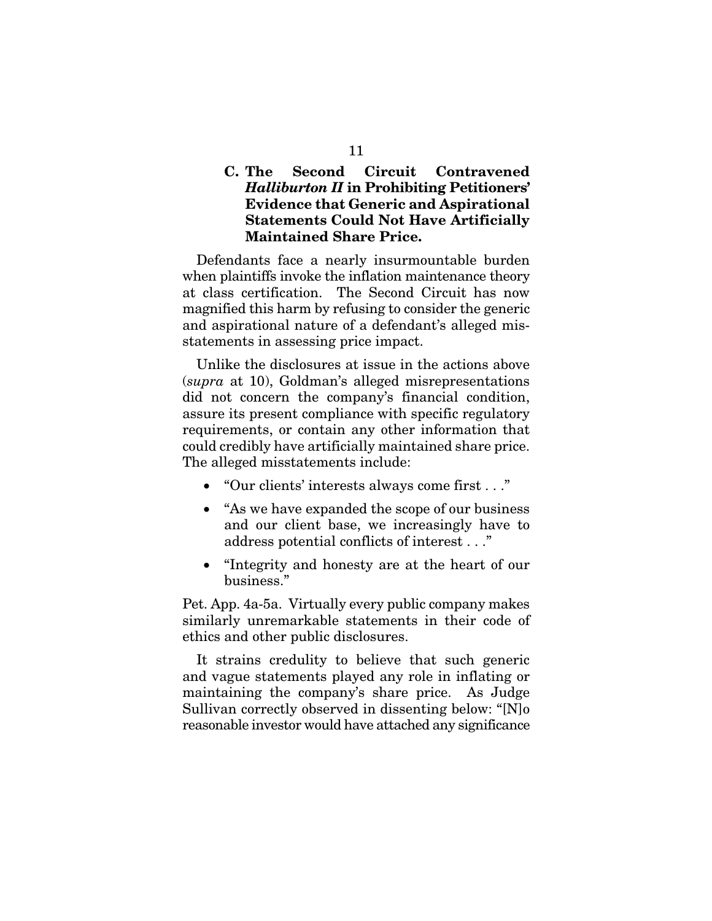### C. The Second Circuit Contravened *Halliburton II* in Prohibiting Petitioners' Evidence that Generic and Aspirational Statements Could Not Have Artificially Maintained Share Price.

Defendants face a nearly insurmountable burden when plaintiffs invoke the inflation maintenance theory at class certification. The Second Circuit has now magnified this harm by refusing to consider the generic and aspirational nature of a defendant's alleged misstatements in assessing price impact.

Unlike the disclosures at issue in the actions above (*supra* at 10), Goldman's alleged misrepresentations did not concern the company's financial condition, assure its present compliance with specific regulatory requirements, or contain any other information that could credibly have artificially maintained share price. The alleged misstatements include:

- "Our clients' interests always come first . . ."
- "As we have expanded the scope of our business and our client base, we increasingly have to address potential conflicts of interest . . ."
- "Integrity and honesty are at the heart of our business."

Pet. App. 4a-5a. Virtually every public company makes similarly unremarkable statements in their code of ethics and other public disclosures.

It strains credulity to believe that such generic and vague statements played any role in inflating or maintaining the company's share price. As Judge Sullivan correctly observed in dissenting below: "[N]o reasonable investor would have attached any significance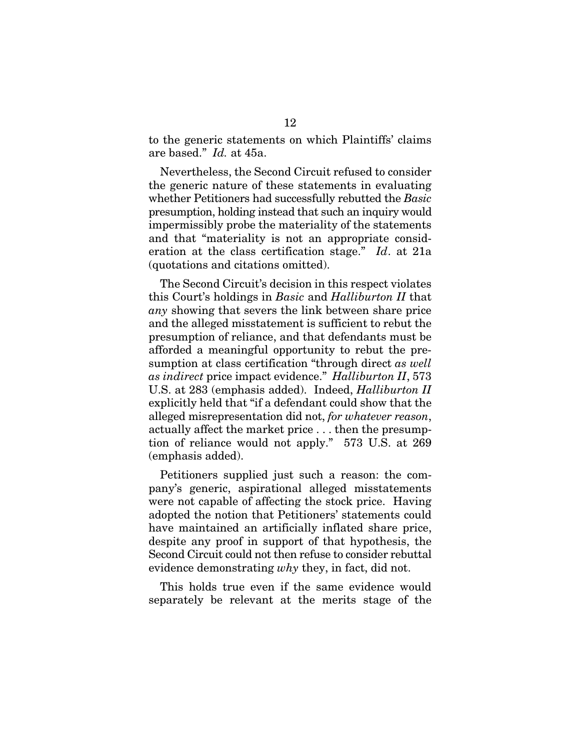to the generic statements on which Plaintiffs' claims are based." *Id.* at 45a.

Nevertheless, the Second Circuit refused to consider the generic nature of these statements in evaluating whether Petitioners had successfully rebutted the *Basic* presumption, holding instead that such an inquiry would impermissibly probe the materiality of the statements and that "materiality is not an appropriate consideration at the class certification stage." *Id*. at 21a (quotations and citations omitted).

The Second Circuit's decision in this respect violates this Court's holdings in *Basic* and *Halliburton II* that *any* showing that severs the link between share price and the alleged misstatement is sufficient to rebut the presumption of reliance, and that defendants must be afforded a meaningful opportunity to rebut the presumption at class certification "through direct *as well as indirect* price impact evidence." *Halliburton II*, 573 U.S. at 283 (emphasis added). Indeed, *Halliburton II* explicitly held that "if a defendant could show that the alleged misrepresentation did not, *for whatever reason*, actually affect the market price . . . then the presumption of reliance would not apply." 573 U.S. at 269 (emphasis added).

Petitioners supplied just such a reason: the company's generic, aspirational alleged misstatements were not capable of affecting the stock price. Having adopted the notion that Petitioners' statements could have maintained an artificially inflated share price, despite any proof in support of that hypothesis, the Second Circuit could not then refuse to consider rebuttal evidence demonstrating *why* they, in fact, did not.

This holds true even if the same evidence would separately be relevant at the merits stage of the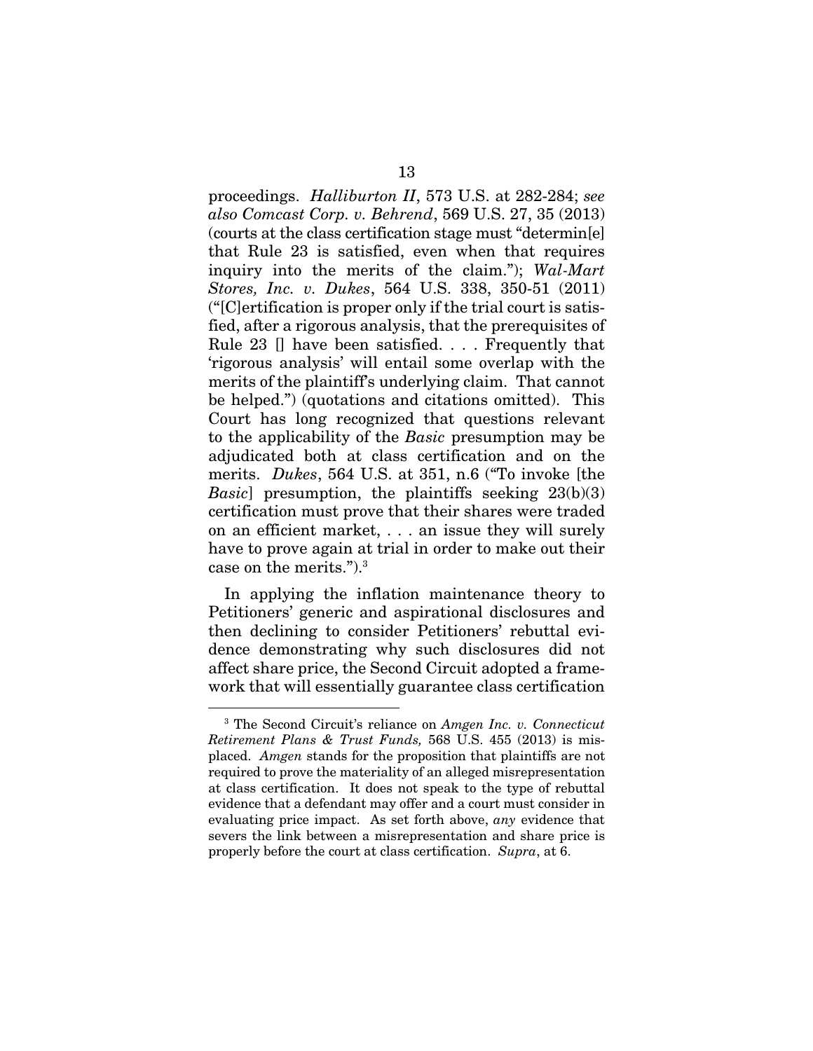proceedings. *Halliburton II*, 573 U.S. at 282-284; *see also Comcast Corp. v. Behrend*, 569 U.S. 27, 35 (2013) (courts at the class certification stage must "determin[e] that Rule 23 is satisfied, even when that requires inquiry into the merits of the claim."); *Wal-Mart Stores, Inc. v. Dukes*, 564 U.S. 338, 350-51 (2011) ("[C]ertification is proper only if the trial court is satisfied, after a rigorous analysis, that the prerequisites of Rule 23 [] have been satisfied. . . . Frequently that 'rigorous analysis' will entail some overlap with the merits of the plaintiff's underlying claim. That cannot be helped.") (quotations and citations omitted). This Court has long recognized that questions relevant to the applicability of the *Basic* presumption may be adjudicated both at class certification and on the merits. *Dukes*, 564 U.S. at 351, n.6 ("To invoke [the *Basic*] presumption, the plaintiffs seeking 23(b)(3) certification must prove that their shares were traded on an efficient market, . . . an issue they will surely have to prove again at trial in order to make out their case on the merits.").[3]

In applying the inflation maintenance theory to Petitioners' generic and aspirational disclosures and then declining to consider Petitioners' rebuttal evidence demonstrating why such disclosures did not affect share price, the Second Circuit adopted a framework that will essentially guarantee class certification

[3] The Second Circuit's reliance on *Amgen Inc. v. Connecticut Retirement Plans & Trust Funds,* 568 U.S. 455 (2013) is misplaced. *Amgen* stands for the proposition that plaintiffs are not required to prove the materiality of an alleged misrepresentation at class certification. It does not speak to the type of rebuttal evidence that a defendant may offer and a court must consider in evaluating price impact. As set forth above, *any* evidence that severs the link between a misrepresentation and share price is properly before the court at class certification. *Supra*, at 6.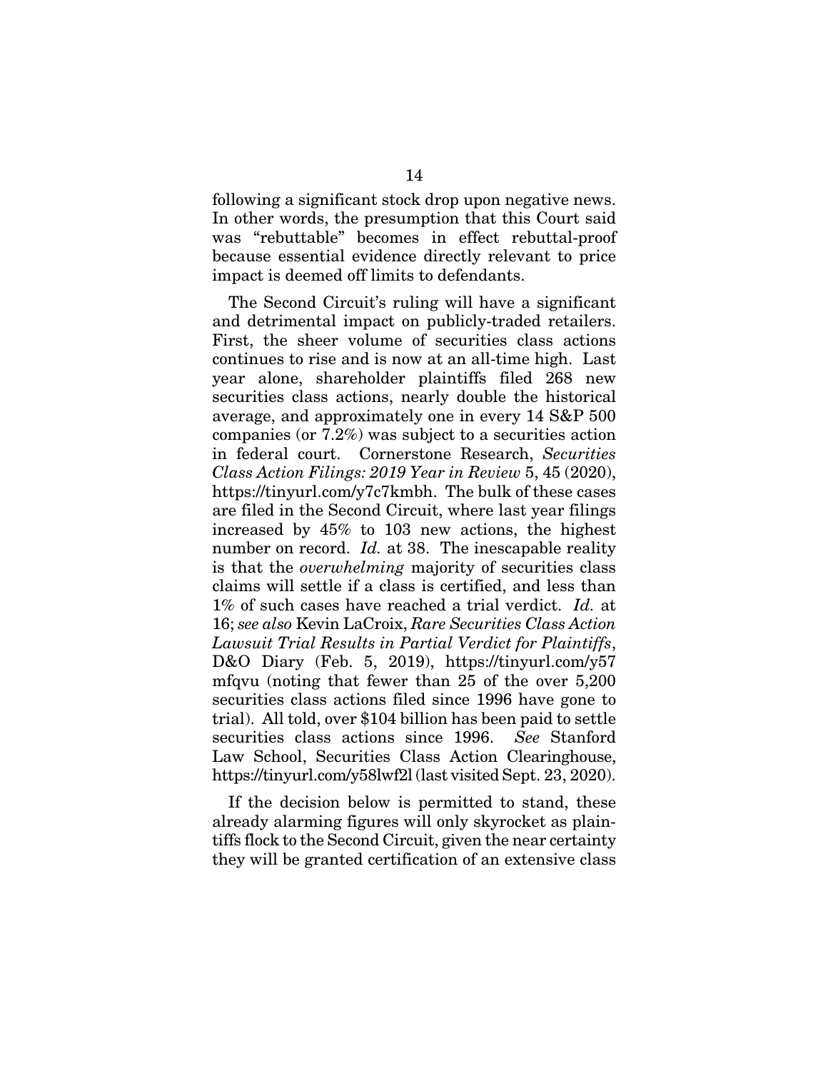following a significant stock drop upon negative news. In other words, the presumption that this Court said was "rebuttable" becomes in effect rebuttal-proof because essential evidence directly relevant to price impact is deemed off limits to defendants.

The Second Circuit's ruling will have a significant and detrimental impact on publicly-traded retailers. First, the sheer volume of securities class actions continues to rise and is now at an all-time high. Last year alone, shareholder plaintiffs filed 268 new securities class actions, nearly double the historical average, and approximately one in every 14 S&P 500 companies (or 7.2%) was subject to a securities action in federal court. Cornerstone Research, *Securities Class Action Filings: 2019 Year in Review* 5, 45 (2020), https://tinyurl.com/y7c7kmbh. The bulk of these cases are filed in the Second Circuit, where last year filings increased by 45% to 103 new actions, the highest number on record. *Id.* at 38. The inescapable reality is that the *overwhelming* majority of securities class claims will settle if a class is certified, and less than 1% of such cases have reached a trial verdict. *Id.* at 16; *see also* Kevin LaCroix, *Rare Securities Class Action Lawsuit Trial Results in Partial Verdict for Plaintiffs*, D&O Diary (Feb. 5, 2019), https://tinyurl.com/y57mfqvu (noting that fewer than 25 of the over 5,200 securities class actions filed since 1996 have gone to trial). All told, over $104 billion has been paid to settle securities class actions since 1996. *See* Stanford Law School, Securities Class Action Clearinghouse, https://tinyurl.com/y58lwf2l (last visited Sept. 23, 2020).

If the decision below is permitted to stand, these already alarming figures will only skyrocket as plaintiffs flock to the Second Circuit, given the near certainty they will be granted certification of an extensive class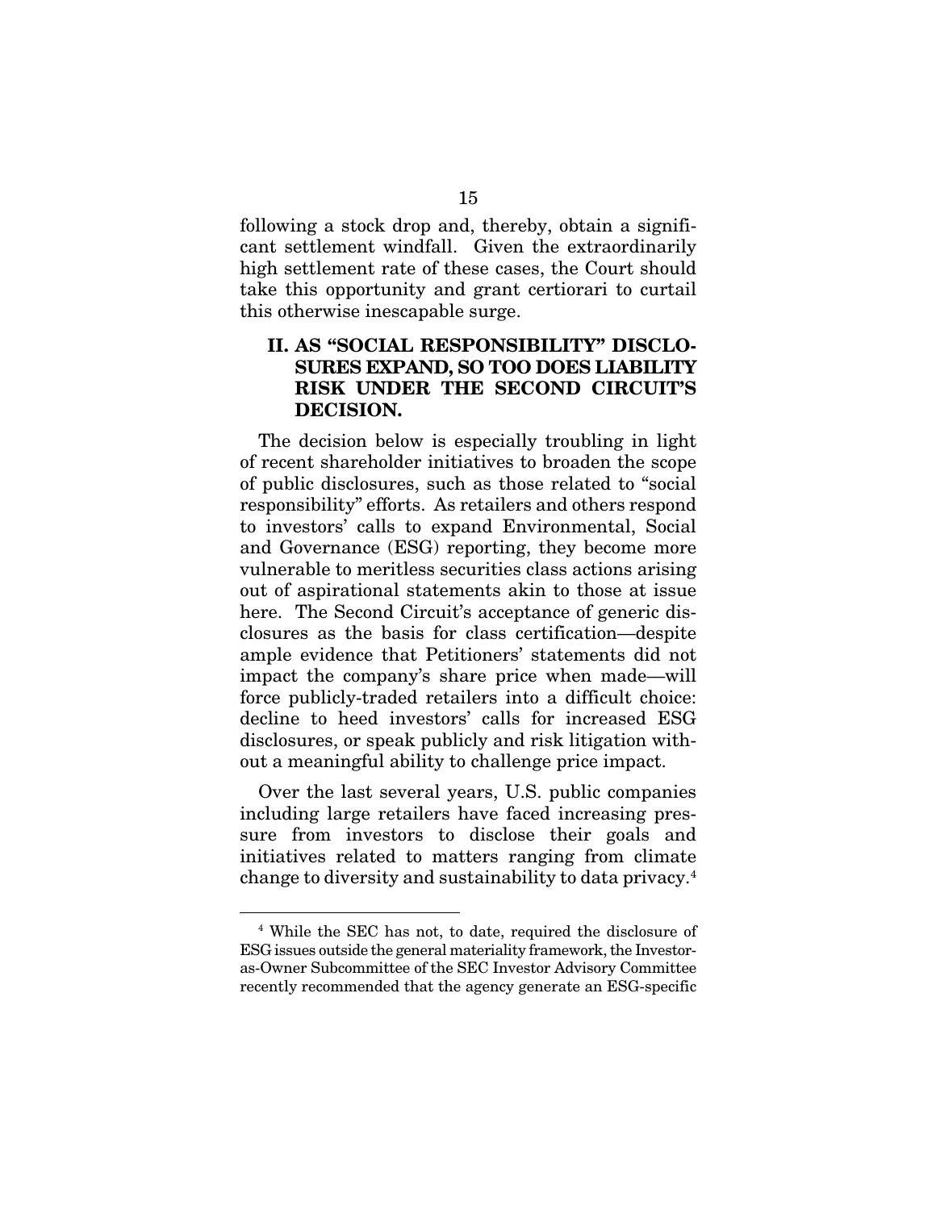following a stock drop and, thereby, obtain a significant settlement windfall. Given the extraordinarily high settlement rate of these cases, the Court should take this opportunity and grant certiorari to curtail this otherwise inescapable surge.

## II. AS "SOCIAL RESPONSIBILITY" DISCLOSURES EXPAND, SO TOO DOES LIABILITY RISK UNDER THE SECOND CIRCUIT'S DECISION.

The decision below is especially troubling in light of recent shareholder initiatives to broaden the scope of public disclosures, such as those related to "social responsibility" efforts. As retailers and others respond to investors' calls to expand Environmental, Social and Governance (ESG) reporting, they become more vulnerable to meritless securities class actions arising out of aspirational statements akin to those at issue here. The Second Circuit's acceptance of generic disclosures as the basis for class certification—despite ample evidence that Petitioners' statements did not impact the company's share price when made—will force publicly-traded retailers into a difficult choice: decline to heed investors' calls for increased ESG disclosures, or speak publicly and risk litigation without a meaningful ability to challenge price impact.

Over the last several years, U.S. public companies including large retailers have faced increasing pressure from investors to disclose their goals and initiatives related to matters ranging from climate change to diversity and sustainability to data privacy.[4]

[4] While the SEC has not, to date, required the disclosure of ESG issues outside the general materiality framework, the Investor-as-Owner Subcommittee of the SEC Investor Advisory Committee recently recommended that the agency generate an ESG-specific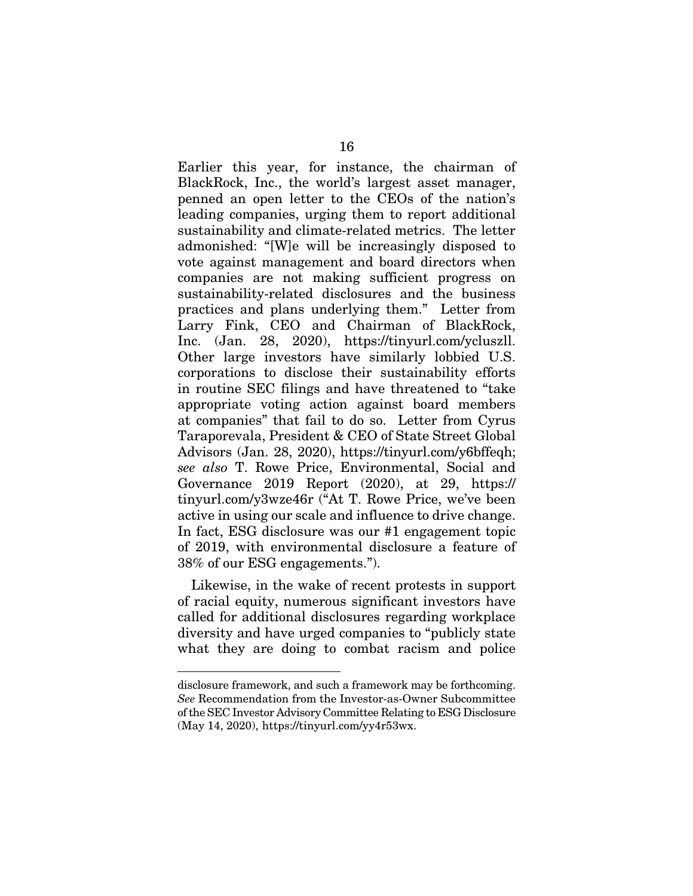Earlier this year, for instance, the chairman of BlackRock, Inc., the world's largest asset manager, penned an open letter to the CEOs of the nation's leading companies, urging them to report additional sustainability and climate-related metrics. The letter admonished: "[W]e will be increasingly disposed to vote against management and board directors when companies are not making sufficient progress on sustainability-related disclosures and the business practices and plans underlying them." Letter from Larry Fink, CEO and Chairman of BlackRock, Inc. (Jan. 28, 2020), https://tinyurl.com/ycluszll. Other large investors have similarly lobbied U.S. corporations to disclose their sustainability efforts in routine SEC filings and have threatened to "take appropriate voting action against board members at companies" that fail to do so. Letter from Cyrus Taraporevala, President & CEO of State Street Global Advisors (Jan. 28, 2020), https://tinyurl.com/y6bffeqh; *see also* T. Rowe Price, Environmental, Social and Governance 2019 Report (2020), at 29, https://tinyurl.com/y3wze46r ("At T. Rowe Price, we've been active in using our scale and influence to drive change. In fact, ESG disclosure was our #1 engagement topic of 2019, with environmental disclosure a feature of 38% of our ESG engagements.").

Likewise, in the wake of recent protests in support of racial equity, numerous significant investors have called for additional disclosures regarding workplace diversity and have urged companies to "publicly state what they are doing to combat racism and police

---

disclosure framework, and such a framework may be forthcoming. *See* Recommendation from the Investor-as-Owner Subcommittee of the SEC Investor Advisory Committee Relating to ESG Disclosure (May 14, 2020), https://tinyurl.com/yy4r53wx.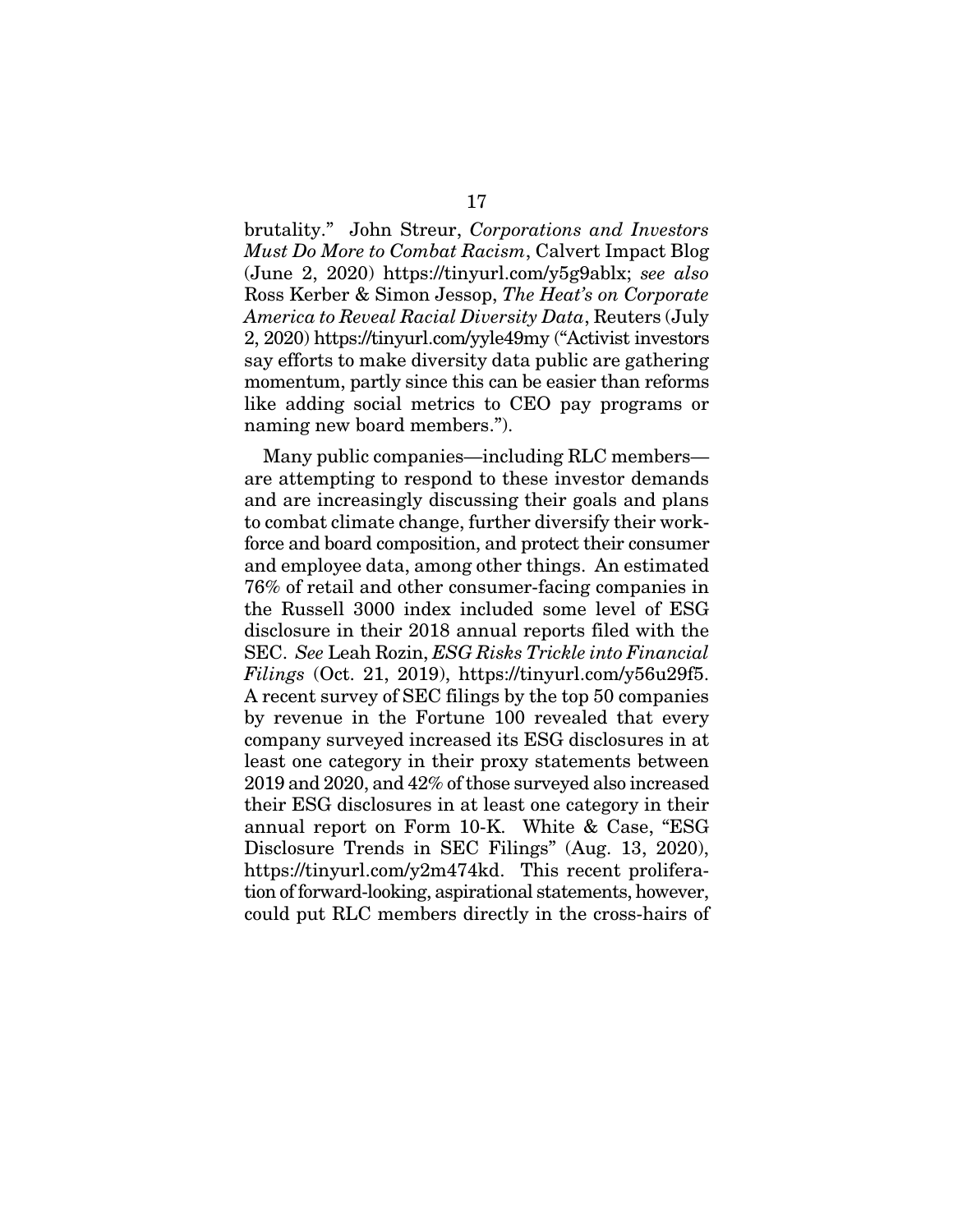brutality." John Streur, *Corporations and Investors Must Do More to Combat Racism*, Calvert Impact Blog (June 2, 2020) https://tinyurl.com/y5g9ablx; *see also* Ross Kerber & Simon Jessop, *The Heat's on Corporate America to Reveal Racial Diversity Data*, Reuters (July 2, 2020) https://tinyurl.com/yyle49my ("Activist investors say efforts to make diversity data public are gathering momentum, partly since this can be easier than reforms like adding social metrics to CEO pay programs or naming new board members.").

Many public companies—including RLC members—are attempting to respond to these investor demands and are increasingly discussing their goals and plans to combat climate change, further diversify their work-force and board composition, and protect their consumer and employee data, among other things. An estimated 76% of retail and other consumer-facing companies in the Russell 3000 index included some level of ESG disclosure in their 2018 annual reports filed with the SEC. *See* Leah Rozin, *ESG Risks Trickle into Financial Filings* (Oct. 21, 2019), https://tinyurl.com/y56u29f5. A recent survey of SEC filings by the top 50 companies by revenue in the Fortune 100 revealed that every company surveyed increased its ESG disclosures in at least one category in their proxy statements between 2019 and 2020, and 42% of those surveyed also increased their ESG disclosures in at least one category in their annual report on Form 10-K. White & Case, "ESG Disclosure Trends in SEC Filings" (Aug. 13, 2020), https://tinyurl.com/y2m474kd. This recent prolifera-tion of forward-looking, aspirational statements, however, could put RLC members directly in the cross-hairs of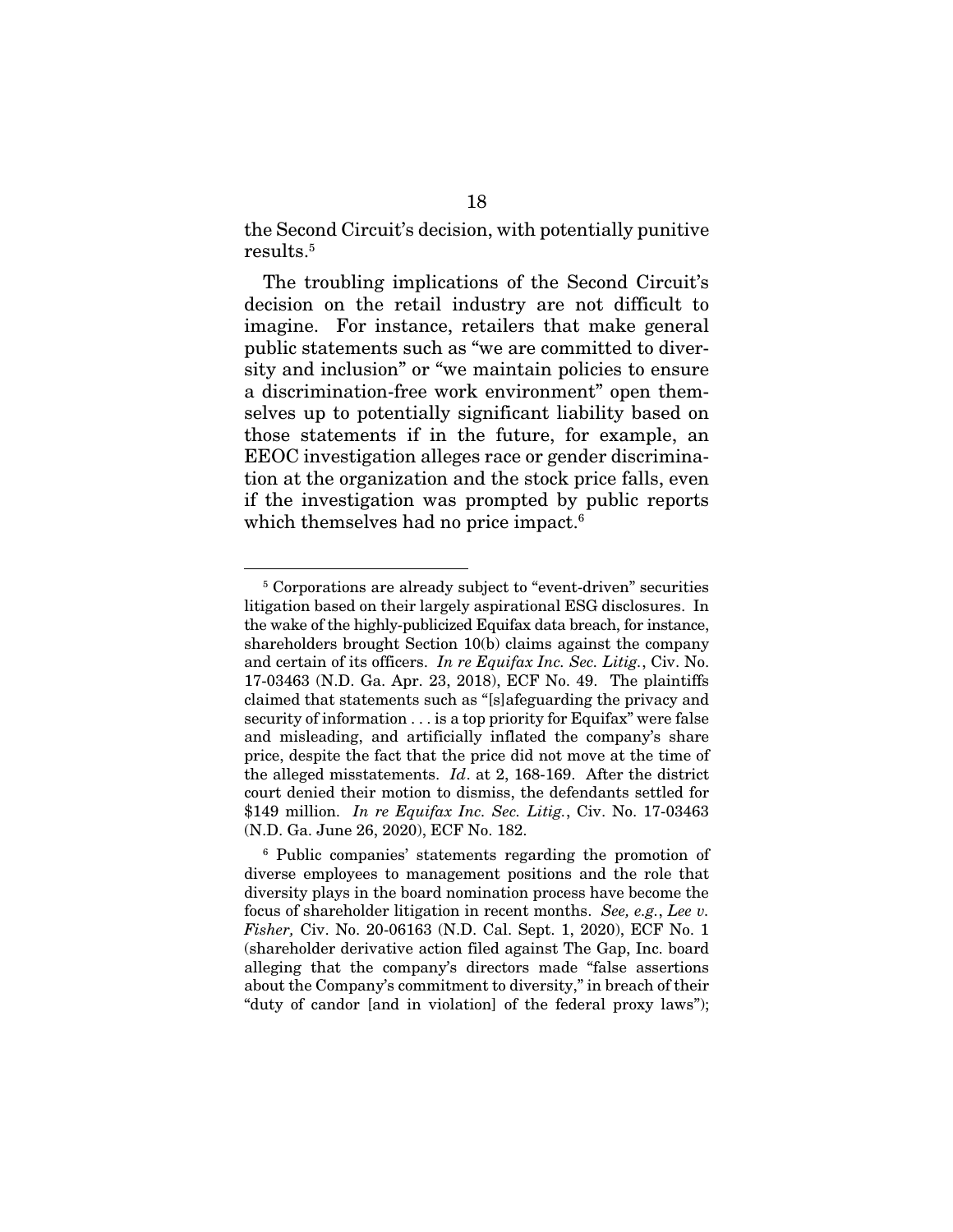the Second Circuit's decision, with potentially punitive results.[5]

The troubling implications of the Second Circuit's decision on the retail industry are not difficult to imagine. For instance, retailers that make general public statements such as "we are committed to diversity and inclusion" or "we maintain policies to ensure a discrimination-free work environment" open themselves up to potentially significant liability based on those statements if in the future, for example, an EEOC investigation alleges race or gender discrimination at the organization and the stock price falls, even if the investigation was prompted by public reports which themselves had no price impact.[6]

---

[5] Corporations are already subject to "event-driven" securities litigation based on their largely aspirational ESG disclosures. In the wake of the highly-publicized Equifax data breach, for instance, shareholders brought Section 10(b) claims against the company and certain of its officers. *In re Equifax Inc. Sec. Litig.*, Civ. No. 17-03463 (N.D. Ga. Apr. 23, 2018), ECF No. 49. The plaintiffs claimed that statements such as "[s]afeguarding the privacy and security of information . . . is a top priority for Equifax" were false and misleading, and artificially inflated the company's share price, despite the fact that the price did not move at the time of the alleged misstatements. *Id*. at 2, 168-169. After the district court denied their motion to dismiss, the defendants settled for $149 million. *In re Equifax Inc. Sec. Litig.*, Civ. No. 17-03463 (N.D. Ga. June 26, 2020), ECF No. 182.

[6] Public companies' statements regarding the promotion of diverse employees to management positions and the role that diversity plays in the board nomination process have become the focus of shareholder litigation in recent months. *See, e.g.*, *Lee v. Fisher,* Civ. No. 20-06163 (N.D. Cal. Sept. 1, 2020), ECF No. 1 (shareholder derivative action filed against The Gap, Inc. board alleging that the company's directors made "false assertions about the Company's commitment to diversity," in breach of their "duty of candor [and in violation] of the federal proxy laws");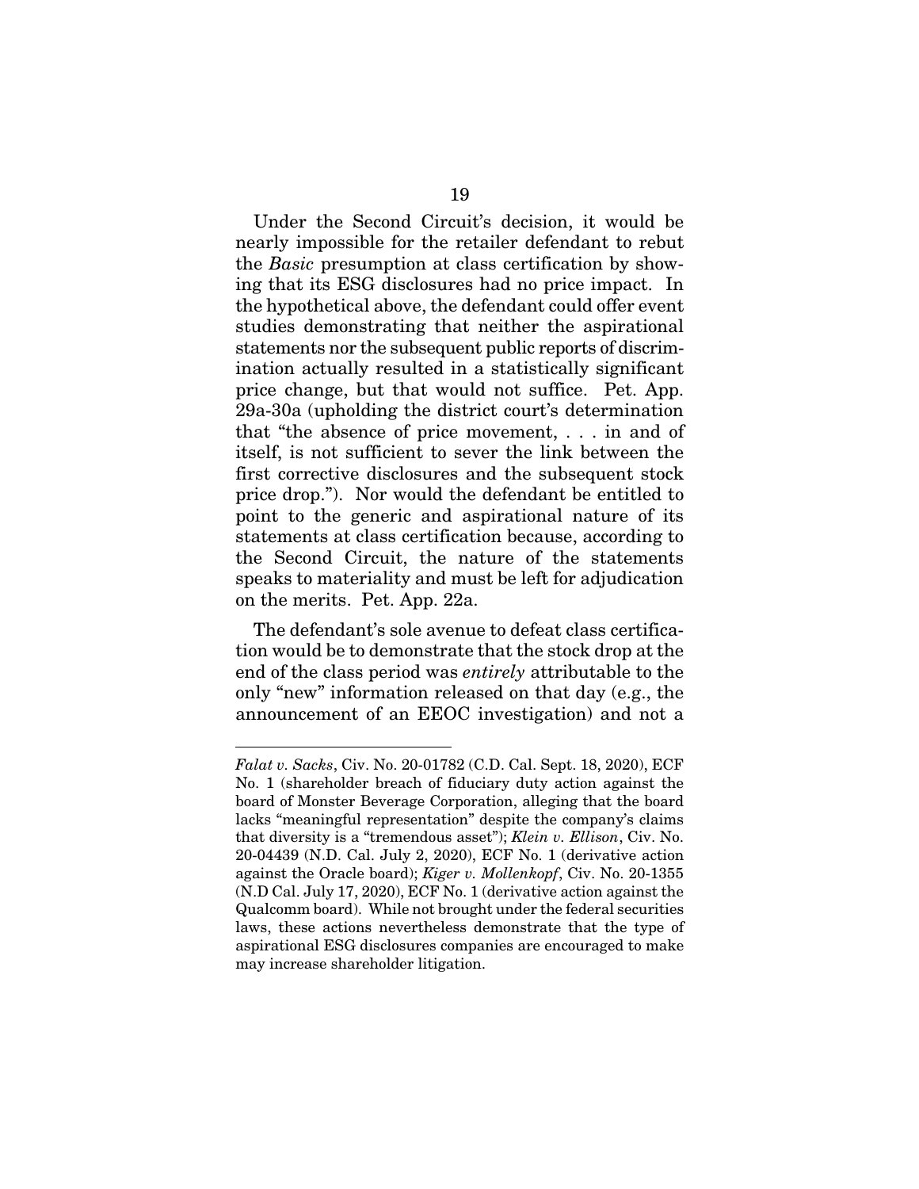Under the Second Circuit's decision, it would be nearly impossible for the retailer defendant to rebut the *Basic* presumption at class certification by showing that its ESG disclosures had no price impact. In the hypothetical above, the defendant could offer event studies demonstrating that neither the aspirational statements nor the subsequent public reports of discrimination actually resulted in a statistically significant price change, but that would not suffice. Pet. App. 29a-30a (upholding the district court's determination that "the absence of price movement, . . . in and of itself, is not sufficient to sever the link between the first corrective disclosures and the subsequent stock price drop."). Nor would the defendant be entitled to point to the generic and aspirational nature of its statements at class certification because, according to the Second Circuit, the nature of the statements speaks to materiality and must be left for adjudication on the merits. Pet. App. 22a.

The defendant's sole avenue to defeat class certification would be to demonstrate that the stock drop at the end of the class period was *entirely* attributable to the only "new" information released on that day (e.g., the announcement of an EEOC investigation) and not a

---

*Falat v. Sacks*, Civ. No. 20-01782 (C.D. Cal. Sept. 18, 2020), ECF No. 1 (shareholder breach of fiduciary duty action against the board of Monster Beverage Corporation, alleging that the board lacks "meaningful representation" despite the company's claims that diversity is a "tremendous asset"); *Klein v. Ellison*, Civ. No. 20-04439 (N.D. Cal. July 2, 2020), ECF No. 1 (derivative action against the Oracle board); *Kiger v. Mollenkopf*, Civ. No. 20-1355 (N.D Cal. July 17, 2020), ECF No. 1 (derivative action against the Qualcomm board). While not brought under the federal securities laws, these actions nevertheless demonstrate that the type of aspirational ESG disclosures companies are encouraged to make may increase shareholder litigation.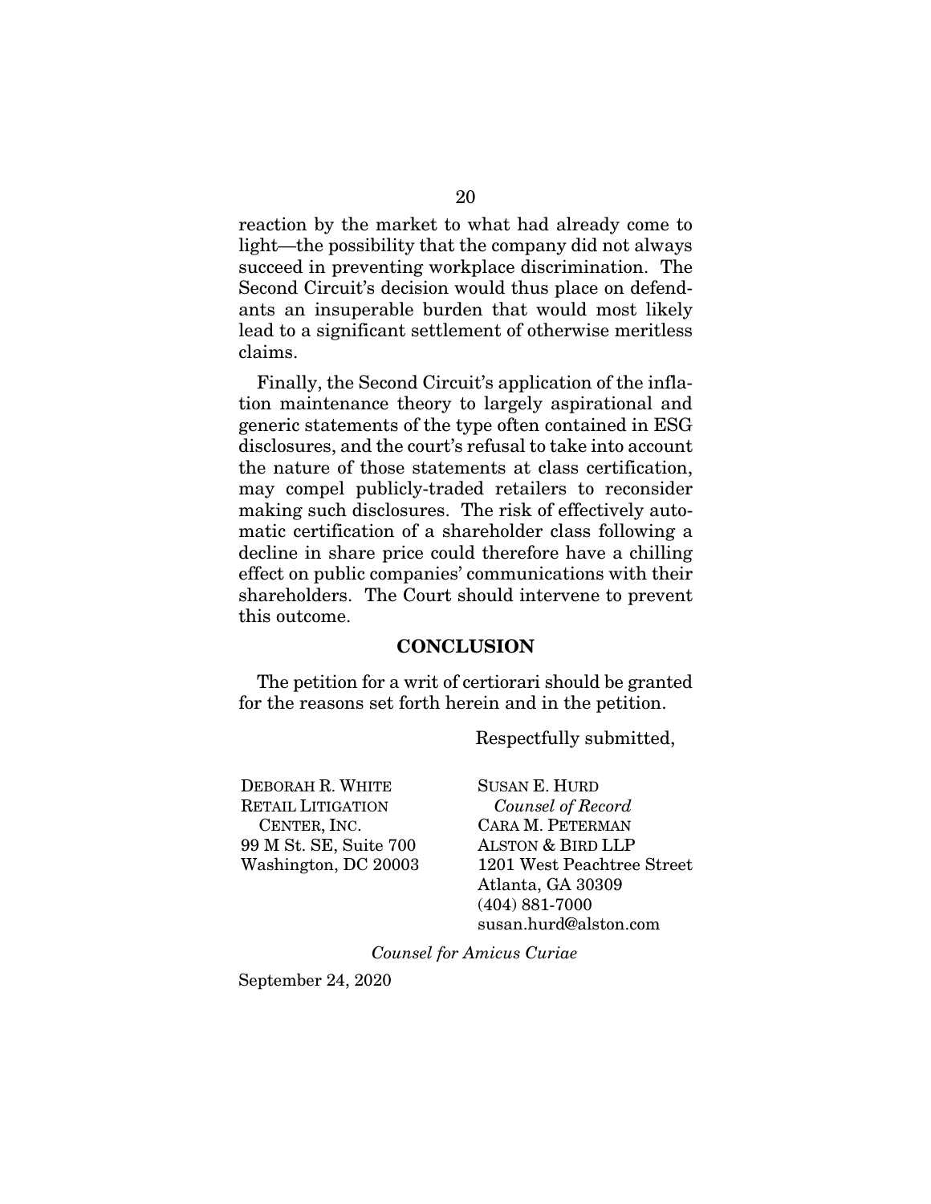reaction by the market to what had already come to light—the possibility that the company did not always succeed in preventing workplace discrimination. The Second Circuit's decision would thus place on defendants an insuperable burden that would most likely lead to a significant settlement of otherwise meritless claims.

Finally, the Second Circuit's application of the inflation maintenance theory to largely aspirational and generic statements of the type often contained in ESG disclosures, and the court's refusal to take into account the nature of those statements at class certification, may compel publicly-traded retailers to reconsider making such disclosures. The risk of effectively automatic certification of a shareholder class following a decline in share price could therefore have a chilling effect on public companies' communications with their shareholders. The Court should intervene to prevent this outcome.

## CONCLUSION

The petition for a writ of certiorari should be granted for the reasons set forth herein and in the petition.

Respectfully submitted,

DEBORAH R. WHITE
RETAIL LITIGATION CENTER, INC.
99 M St. SE, Suite 700
Washington, DC 20003

SUSAN E. HURD
*Counsel of Record*
CARA M. PETERMAN
ALSTON & BIRD LLP
1201 West Peachtree Street
Atlanta, GA 30309
(404) 881-7000
susan.hurd@alston.com

*Counsel for Amicus Curiae*

September 24, 2020